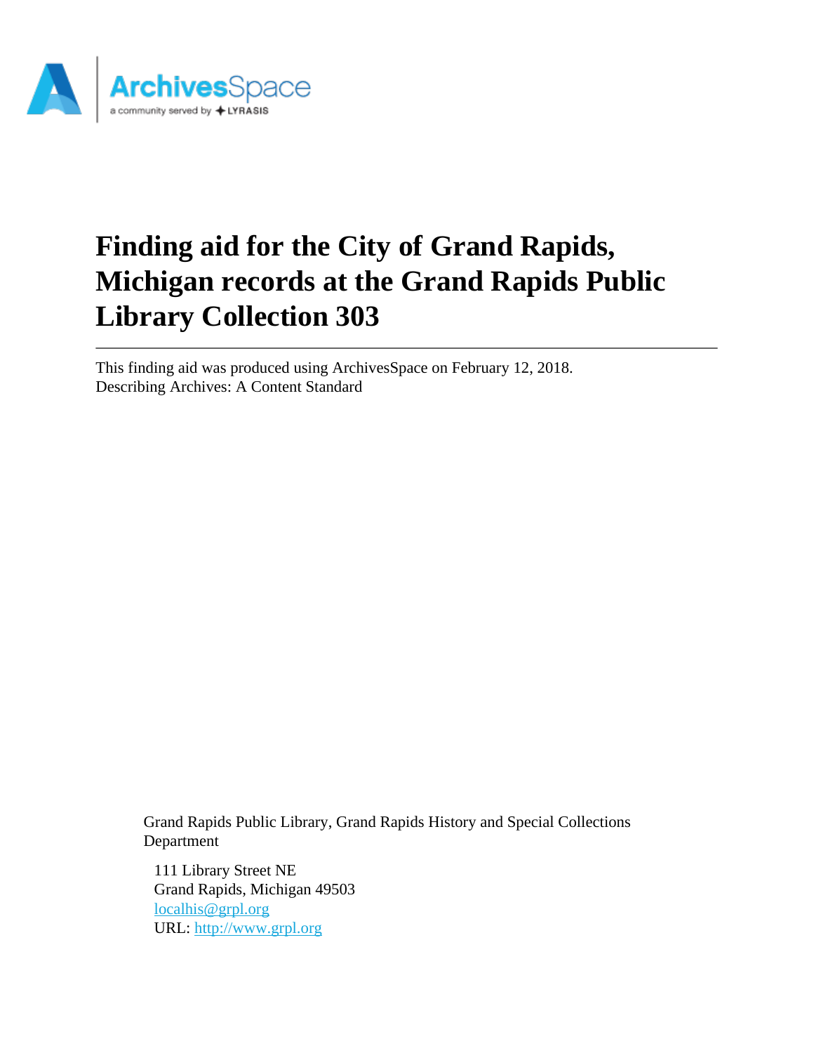# Finding aid for the City of Grand Rapids, Michigan records at the Grand Rapids Public Library Collection 303

---

This finding aid was produced using ArchivesSpace on February 12, 2018.
Describing Archives: A Content Standard

Grand Rapids Public Library, Grand Rapids History and Special Collections Department

111 Library Street NE
Grand Rapids, Michigan 49503
localhis@grpl.org
URL: http://www.grpl.org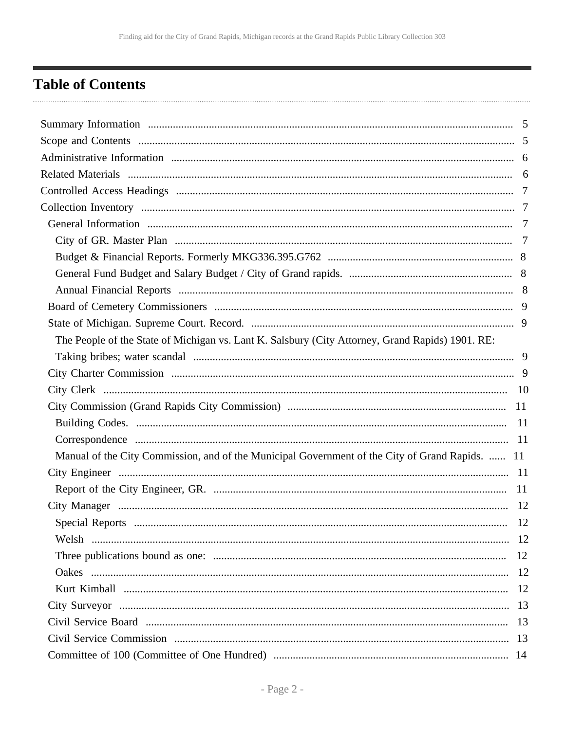# Table of Contents

- Summary Information ..... 5
- Scope and Contents ..... 5
- Administrative Information ..... 6
- Related Materials ..... 6
- Controlled Access Headings ..... 7
- Collection Inventory ..... 7
  - General Information ..... 7
    - City of GR. Master Plan ..... 7
    - Budget & Financial Reports. Formerly MKG336.395.G762 ..... 8
    - General Fund Budget and Salary Budget / City of Grand rapids. ..... 8
    - Annual Financial Reports ..... 8
  - Board of Cemetery Commissioners ..... 9
  - State of Michigan. Supreme Court. Record. ..... 9
    - The People of the State of Michigan vs. Lant K. Salsbury (City Attorney, Grand Rapids) 1901. RE: Taking bribes; water scandal ..... 9
  - City Charter Commission ..... 9
  - City Clerk ..... 10
  - City Commission (Grand Rapids City Commission) ..... 11
    - Building Codes. ..... 11
    - Correspondence ..... 11
    - Manual of the City Commission, and of the Municipal Government of the City of Grand Rapids. ..... 11
  - City Engineer ..... 11
    - Report of the City Engineer, GR. ..... 11
  - City Manager ..... 12
    - Special Reports ..... 12
    - Welsh ..... 12
    - Three publications bound as one: ..... 12
    - Oakes ..... 12
    - Kurt Kimball ..... 12
  - City Surveyor ..... 13
  - Civil Service Board ..... 13
  - Civil Service Commission ..... 13
  - Committee of 100 (Committee of One Hundred) ..... 14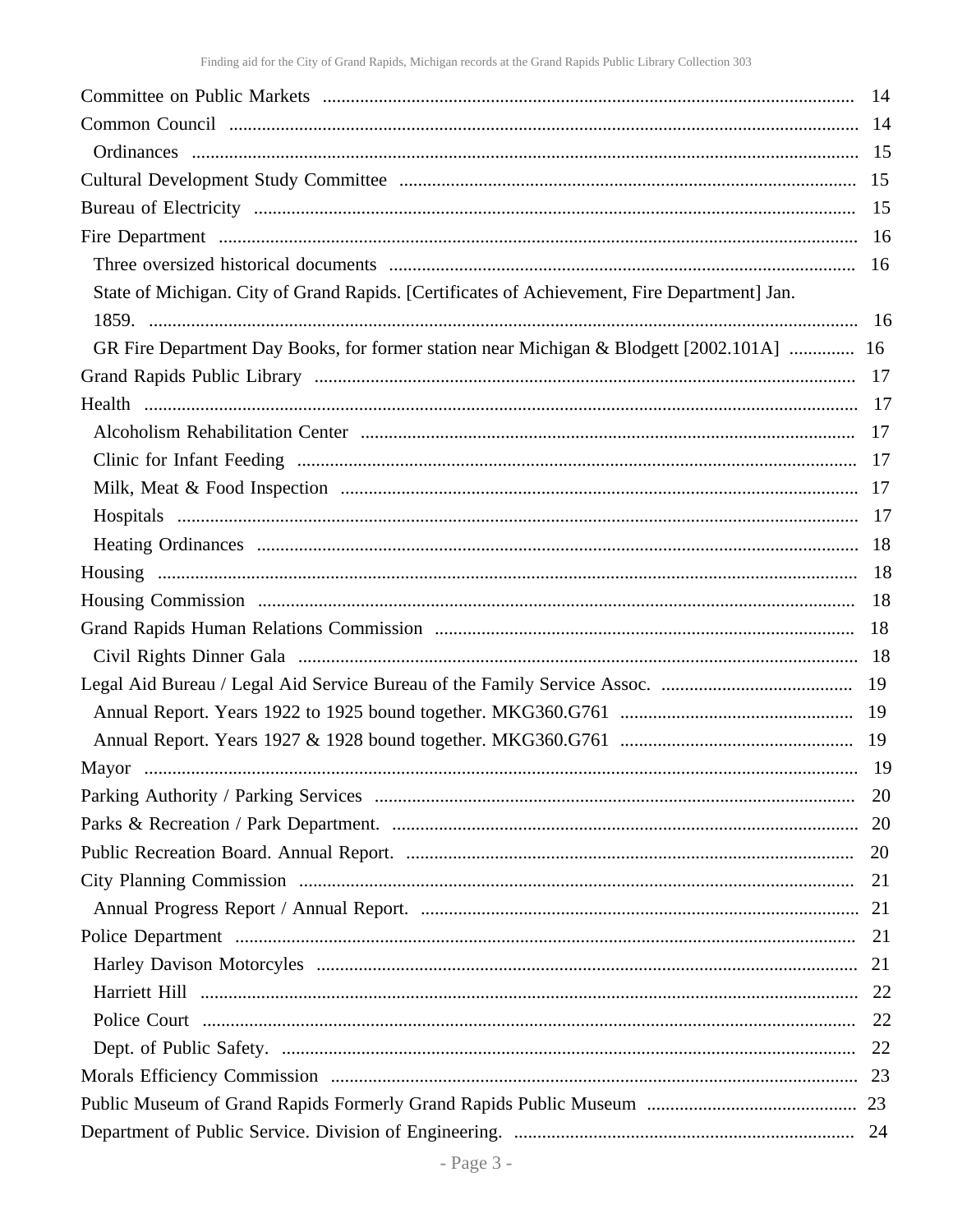- Committee on Public Markets ... 14
- Common Council ... 14
    - Ordinances ... 15
- Cultural Development Study Committee ... 15
- Bureau of Electricity ... 15
- Fire Department ... 16
    - Three oversized historical documents ... 16
    - State of Michigan. City of Grand Rapids. [Certificates of Achievement, Fire Department] Jan. 1859. ... 16
    - GR Fire Department Day Books, for former station near Michigan & Blodgett [2002.101A] ... 16
- Grand Rapids Public Library ... 17
- Health ... 17
    - Alcoholism Rehabilitation Center ... 17
    - Clinic for Infant Feeding ... 17
    - Milk, Meat & Food Inspection ... 17
    - Hospitals ... 17
    - Heating Ordinances ... 18
- Housing ... 18
- Housing Commission ... 18
- Grand Rapids Human Relations Commission ... 18
    - Civil Rights Dinner Gala ... 18
- Legal Aid Bureau / Legal Aid Service Bureau of the Family Service Assoc. ... 19
    - Annual Report. Years 1922 to 1925 bound together. MKG360.G761 ... 19
    - Annual Report. Years 1927 & 1928 bound together. MKG360.G761 ... 19
- Mayor ... 19
- Parking Authority / Parking Services ... 20
- Parks & Recreation / Park Department. ... 20
- Public Recreation Board. Annual Report. ... 20
- City Planning Commission ... 21
    - Annual Progress Report / Annual Report. ... 21
- Police Department ... 21
    - Harley Davison Motorcyles ... 21
    - Harriett Hill ... 22
    - Police Court ... 22
    - Dept. of Public Safety. ... 22
- Morals Efficiency Commission ... 23
- Public Museum of Grand Rapids Formerly Grand Rapids Public Museum ... 23
- Department of Public Service. Division of Engineering. ... 24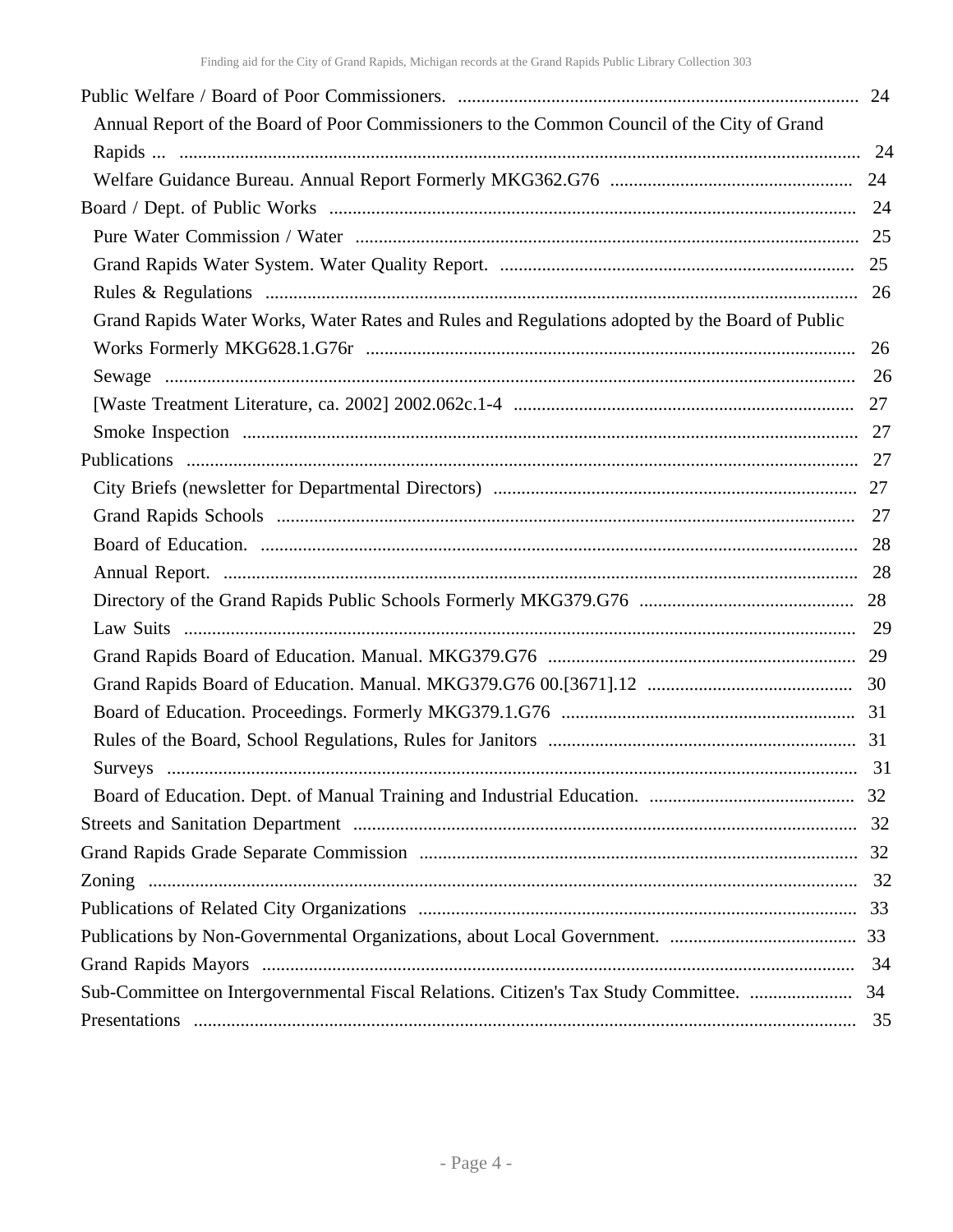Public Welfare / Board of Poor Commissioners. ...................................................................................... 24

- Annual Report of the Board of Poor Commissioners to the Common Council of the City of Grand Rapids ... ................................................................................................................................... 24
- Welfare Guidance Bureau. Annual Report Formerly MKG362.G76 .................................................... 24

Board / Dept. of Public Works ................................................................................................................. 24

- Pure Water Commission / Water ............................................................................................................ 25
- Grand Rapids Water System. Water Quality Report. ............................................................................ 25
- Rules & Regulations .............................................................................................................................. 26
- Grand Rapids Water Works, Water Rates and Rules and Regulations adopted by the Board of Public Works Formerly MKG628.1.G76r ........................................................................................................ 26
- Sewage .................................................................................................................................................. 26
- [Waste Treatment Literature, ca. 2002] 2002.062c.1-4 ......................................................................... 27
- Smoke Inspection ................................................................................................................................... 27

Publications ............................................................................................................................................... 27

- City Briefs (newsletter for Departmental Directors) ............................................................................. 27
- Grand Rapids Schools ........................................................................................................................... 27
- Board of Education. ............................................................................................................................... 28
- Annual Report. ....................................................................................................................................... 28
- Directory of the Grand Rapids Public Schools Formerly MKG379.G76 .............................................. 28
- Law Suits ............................................................................................................................................... 29
- Grand Rapids Board of Education. Manual. MKG379.G76 ................................................................. 29
- Grand Rapids Board of Education. Manual. MKG379.G76 00.[3671].12 ............................................ 30
- Board of Education. Proceedings. Formerly MKG379.1.G76 ............................................................... 31
- Rules of the Board, School Regulations, Rules for Janitors .................................................................. 31
- Surveys .................................................................................................................................................. 31
- Board of Education. Dept. of Manual Training and Industrial Education. ............................................ 32

Streets and Sanitation Department ............................................................................................................ 32

Grand Rapids Grade Separate Commission .............................................................................................. 32

Zoning ....................................................................................................................................................... 32

Publications of Related City Organizations .............................................................................................. 33

Publications by Non-Governmental Organizations, about Local Government. ........................................ 33

Grand Rapids Mayors ............................................................................................................................... 34

Sub-Committee on Intergovernmental Fiscal Relations. Citizen's Tax Study Committee. ...................... 34

Presentations ............................................................................................................................................. 35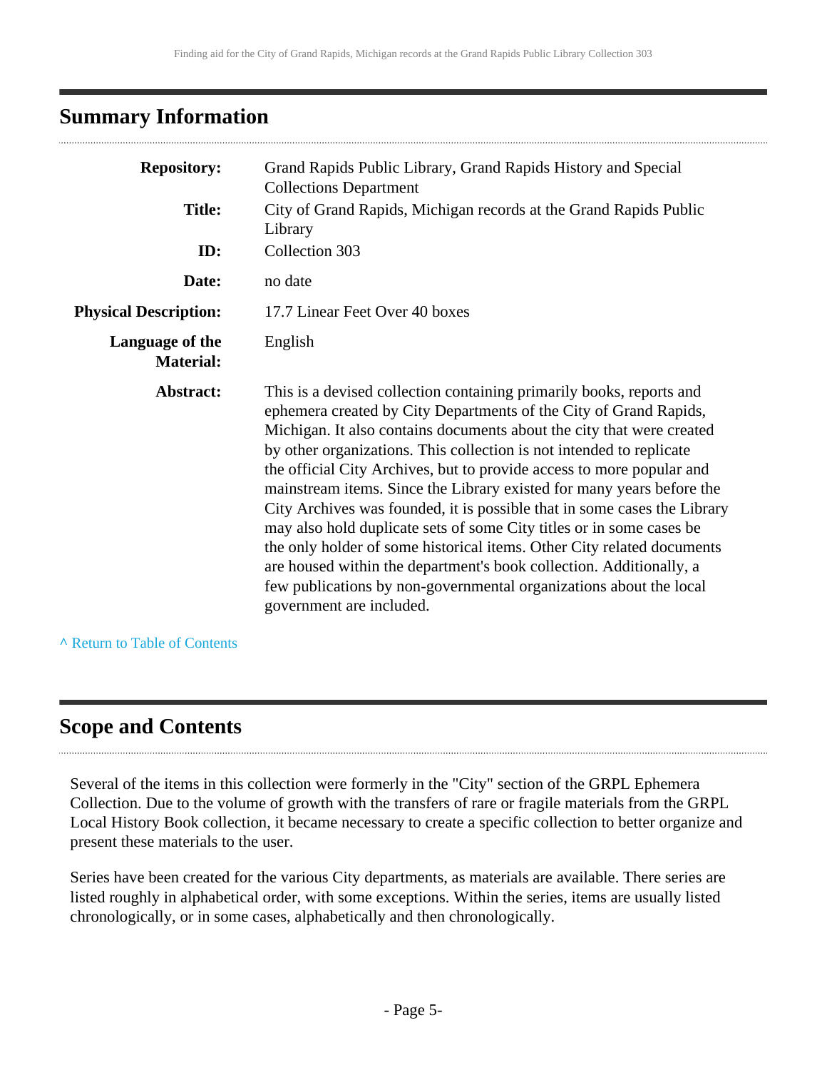## Summary Information

| | |
|---|---|
| **Repository:** | Grand Rapids Public Library, Grand Rapids History and Special Collections Department |
| **Title:** | City of Grand Rapids, Michigan records at the Grand Rapids Public Library |
| **ID:** | Collection 303 |
| **Date:** | no date |
| **Physical Description:** | 17.7 Linear Feet Over 40 boxes |
| **Language of the Material:** | English |
| **Abstract:** | This is a devised collection containing primarily books, reports and ephemera created by City Departments of the City of Grand Rapids, Michigan. It also contains documents about the city that were created by other organizations. This collection is not intended to replicate the official City Archives, but to provide access to more popular and mainstream items. Since the Library existed for many years before the City Archives was founded, it is possible that in some cases the Library may also hold duplicate sets of some City titles or in some cases be the only holder of some historical items. Other City related documents are housed within the department's book collection. Additionally, a few publications by non-governmental organizations about the local government are included. |

^ Return to Table of Contents

## Scope and Contents

Several of the items in this collection were formerly in the "City" section of the GRPL Ephemera Collection. Due to the volume of growth with the transfers of rare or fragile materials from the GRPL Local History Book collection, it became necessary to create a specific collection to better organize and present these materials to the user.

Series have been created for the various City departments, as materials are available. There series are listed roughly in alphabetical order, with some exceptions. Within the series, items are usually listed chronologically, or in some cases, alphabetically and then chronologically.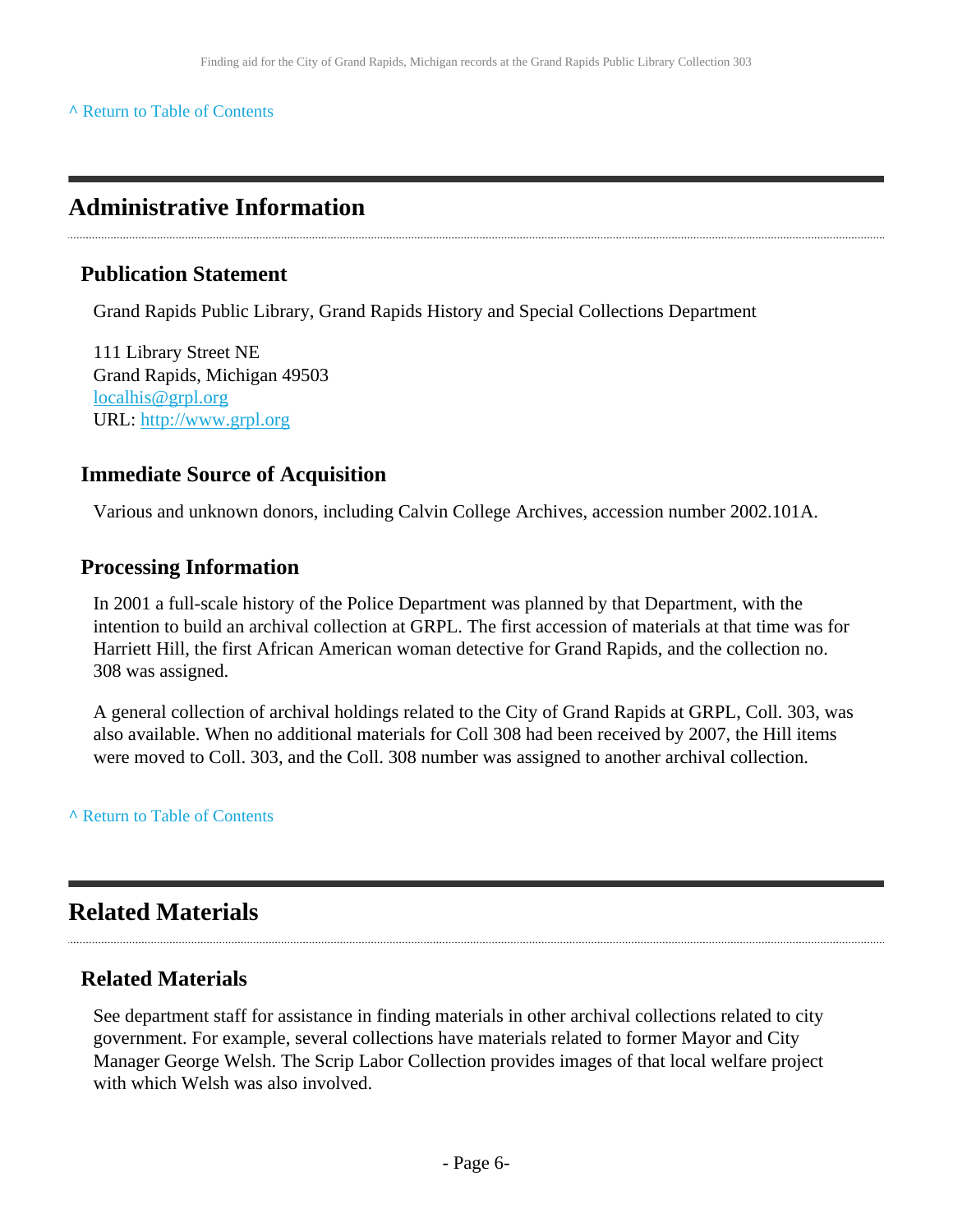^ Return to Table of Contents

## Administrative Information

### Publication Statement

Grand Rapids Public Library, Grand Rapids History and Special Collections Department

111 Library Street NE
Grand Rapids, Michigan 49503
localhis@grpl.org
URL: http://www.grpl.org

### Immediate Source of Acquisition

Various and unknown donors, including Calvin College Archives, accession number 2002.101A.

### Processing Information

In 2001 a full-scale history of the Police Department was planned by that Department, with the intention to build an archival collection at GRPL. The first accession of materials at that time was for Harriett Hill, the first African American woman detective for Grand Rapids, and the collection no. 308 was assigned.

A general collection of archival holdings related to the City of Grand Rapids at GRPL, Coll. 303, was also available. When no additional materials for Coll 308 had been received by 2007, the Hill items were moved to Coll. 303, and the Coll. 308 number was assigned to another archival collection.

^ Return to Table of Contents

## Related Materials

### Related Materials

See department staff for assistance in finding materials in other archival collections related to city government. For example, several collections have materials related to former Mayor and City Manager George Welsh. The Scrip Labor Collection provides images of that local welfare project with which Welsh was also involved.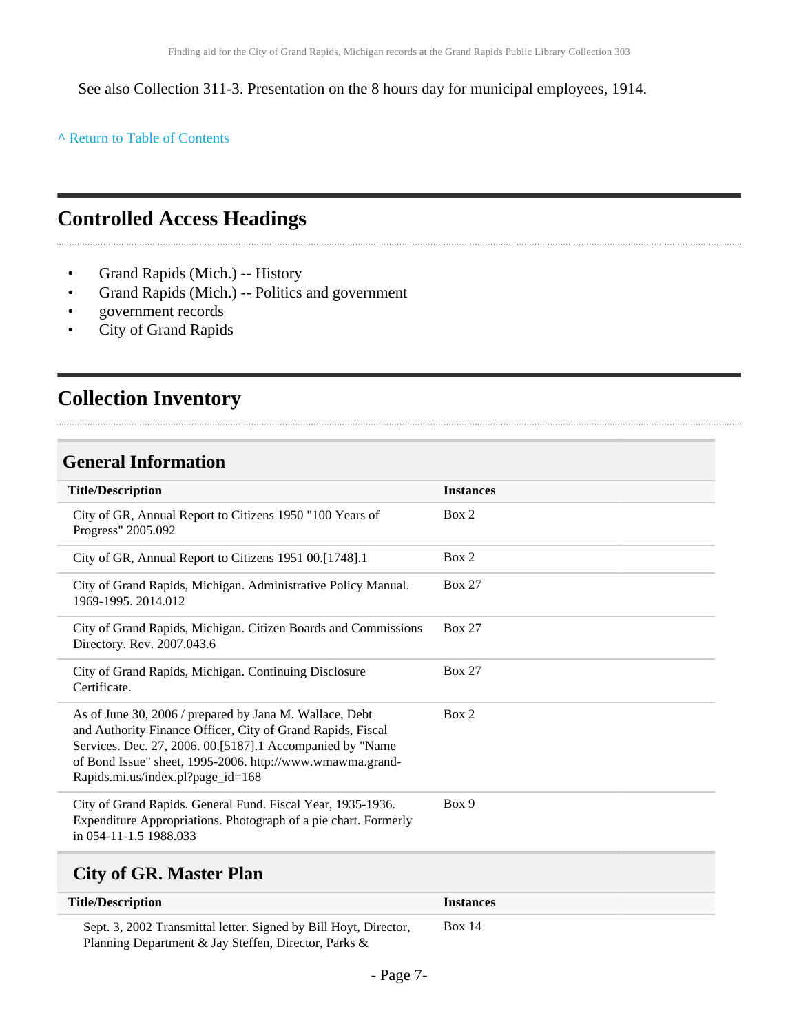See also Collection 311-3. Presentation on the 8 hours day for municipal employees, 1914.

^ Return to Table of Contents

## Controlled Access Headings

- Grand Rapids (Mich.) -- History
- Grand Rapids (Mich.) -- Politics and government
- government records
- City of Grand Rapids

## Collection Inventory

### General Information

| Title/Description | Instances |
|---|---|
| City of GR, Annual Report to Citizens 1950 "100 Years of Progress" 2005.092 | Box 2 |
| City of GR, Annual Report to Citizens 1951 00.[1748].1 | Box 2 |
| City of Grand Rapids, Michigan. Administrative Policy Manual. 1969-1995. 2014.012 | Box 27 |
| City of Grand Rapids, Michigan. Citizen Boards and Commissions Directory. Rev. 2007.043.6 | Box 27 |
| City of Grand Rapids, Michigan. Continuing Disclosure Certificate. | Box 27 |
| As of June 30, 2006 / prepared by Jana M. Wallace, Debt and Authority Finance Officer, City of Grand Rapids, Fiscal Services. Dec. 27, 2006. 00.[5187].1 Accompanied by "Name of Bond Issue" sheet, 1995-2006. http://www.wmawma.grand-Rapids.mi.us/index.pl?page_id=168 | Box 2 |
| City of Grand Rapids. General Fund. Fiscal Year, 1935-1936. Expenditure Appropriations. Photograph of a pie chart. Formerly in 054-11-1.5 1988.033 | Box 9 |

### City of GR. Master Plan

| Title/Description | Instances |
|---|---|
| Sept. 3, 2002 Transmittal letter. Signed by Bill Hoyt, Director, Planning Department & Jay Steffen, Director, Parks & | Box 14 |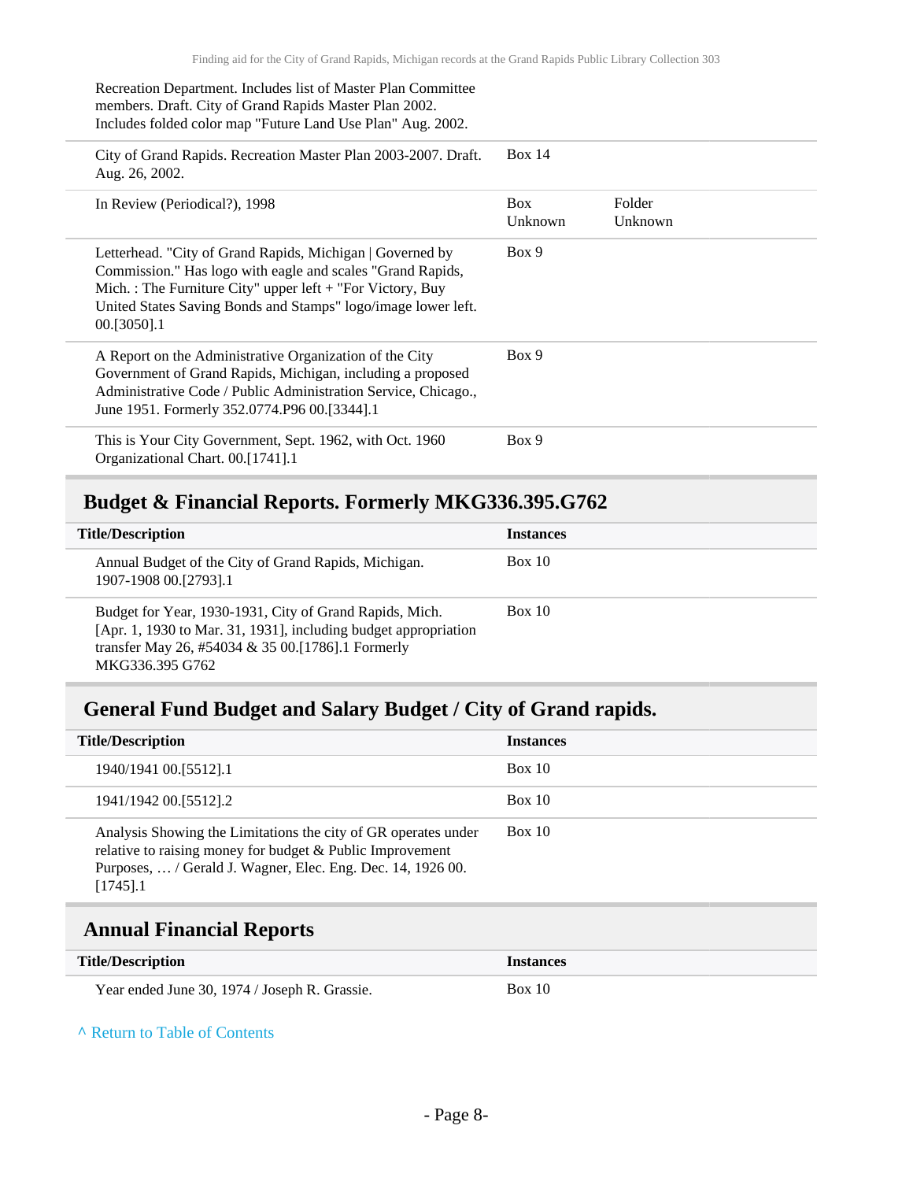| | | |
|---|---|---|
| Recreation Department. Includes list of Master Plan Committee members. Draft. City of Grand Rapids Master Plan 2002. Includes folded color map "Future Land Use Plan" Aug. 2002. | | |
| City of Grand Rapids. Recreation Master Plan 2003-2007. Draft. Aug. 26, 2002. | Box 14 | |
| In Review (Periodical?), 1998 | Box Unknown | Folder Unknown |
| Letterhead. "City of Grand Rapids, Michigan \| Governed by Commission." Has logo with eagle and scales "Grand Rapids, Mich. : The Furniture City" upper left + "For Victory, Buy United States Saving Bonds and Stamps" logo/image lower left. 00.[3050].1 | Box 9 | |
| A Report on the Administrative Organization of the City Government of Grand Rapids, Michigan, including a proposed Administrative Code / Public Administration Service, Chicago., June 1951. Formerly 352.0774.P96 00.[3344].1 | Box 9 | |
| This is Your City Government, Sept. 1962, with Oct. 1960 Organizational Chart. 00.[1741].1 | Box 9 | |

## Budget & Financial Reports. Formerly MKG336.395.G762

| Title/Description | Instances |
|---|---|
| Annual Budget of the City of Grand Rapids, Michigan. 1907-1908 00.[2793].1 | Box 10 |
| Budget for Year, 1930-1931, City of Grand Rapids, Mich. [Apr. 1, 1930 to Mar. 31, 1931], including budget appropriation transfer May 26, #54034 & 35 00.[1786].1 Formerly MKG336.395 G762 | Box 10 |

## General Fund Budget and Salary Budget / City of Grand rapids.

| Title/Description | Instances |
|---|---|
| 1940/1941 00.[5512].1 | Box 10 |
| 1941/1942 00.[5512].2 | Box 10 |
| Analysis Showing the Limitations the city of GR operates under relative to raising money for budget & Public Improvement Purposes, … / Gerald J. Wagner, Elec. Eng. Dec. 14, 1926 00.[1745].1 | Box 10 |

## Annual Financial Reports

| Title/Description | Instances |
|---|---|
| Year ended June 30, 1974 / Joseph R. Grassie. | Box 10 |

^ Return to Table of Contents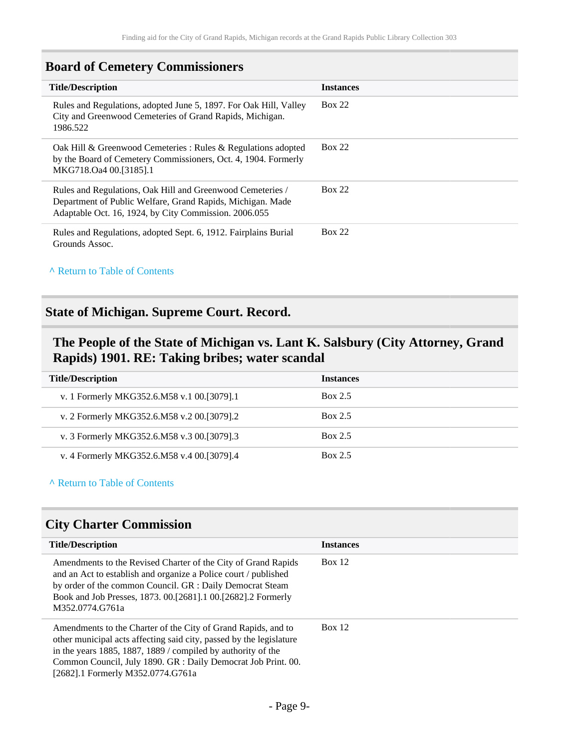## Board of Cemetery Commissioners

| Title/Description | Instances |
|---|---|
| Rules and Regulations, adopted June 5, 1897. For Oak Hill, Valley City and Greenwood Cemeteries of Grand Rapids, Michigan. 1986.522 | Box 22 |
| Oak Hill & Greenwood Cemeteries : Rules & Regulations adopted by the Board of Cemetery Commissioners, Oct. 4, 1904. Formerly MKG718.Oa4 00.[3185].1 | Box 22 |
| Rules and Regulations, Oak Hill and Greenwood Cemeteries / Department of Public Welfare, Grand Rapids, Michigan. Made Adaptable Oct. 16, 1924, by City Commission. 2006.055 | Box 22 |
| Rules and Regulations, adopted Sept. 6, 1912. Fairplains Burial Grounds Assoc. | Box 22 |

^ Return to Table of Contents

## State of Michigan. Supreme Court. Record.

### The People of the State of Michigan vs. Lant K. Salsbury (City Attorney, Grand Rapids) 1901. RE: Taking bribes; water scandal

| Title/Description | Instances |
|---|---|
| v. 1 Formerly MKG352.6.M58 v.1 00.[3079].1 | Box 2.5 |
| v. 2 Formerly MKG352.6.M58 v.2 00.[3079].2 | Box 2.5 |
| v. 3 Formerly MKG352.6.M58 v.3 00.[3079].3 | Box 2.5 |
| v. 4 Formerly MKG352.6.M58 v.4 00.[3079].4 | Box 2.5 |

^ Return to Table of Contents

## City Charter Commission

| Title/Description | Instances |
|---|---|
| Amendments to the Revised Charter of the City of Grand Rapids and an Act to establish and organize a Police court / published by order of the common Council. GR : Daily Democrat Steam Book and Job Presses, 1873. 00.[2681].1 00.[2682].2 Formerly M352.0774.G761a | Box 12 |
| Amendments to the Charter of the City of Grand Rapids, and to other municipal acts affecting said city, passed by the legislature in the years 1885, 1887, 1889 / compiled by authority of the Common Council, July 1890. GR : Daily Democrat Job Print. 00.[2682].1 Formerly M352.0774.G761a | Box 12 |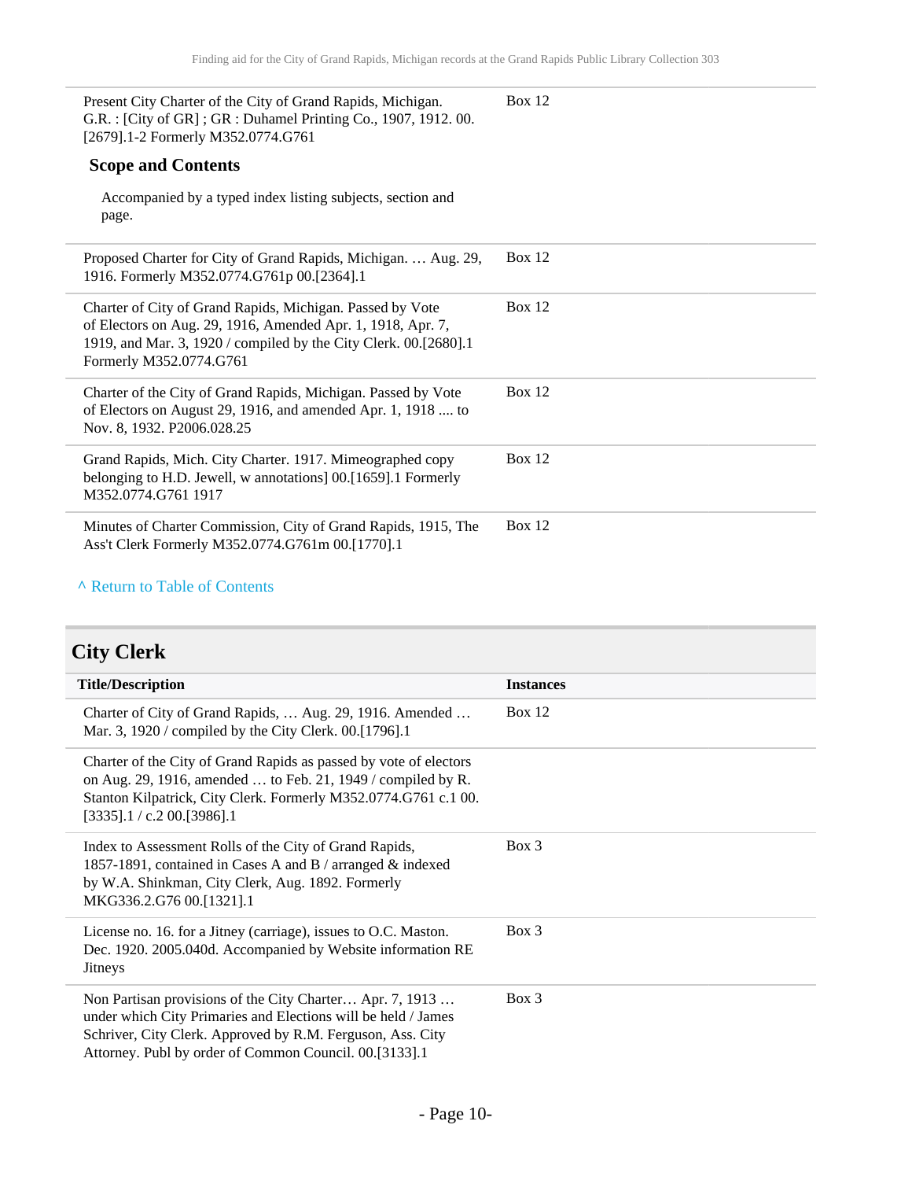| | |
|---|---|
| Present City Charter of the City of Grand Rapids, Michigan. G.R. : [City of GR] ; GR : Duhamel Printing Co., 1907, 1912. 00.[2679].1-2 Formerly M352.0774.G761<br><br>**Scope and Contents**<br><br>Accompanied by a typed index listing subjects, section and page. | Box 12 |
| Proposed Charter for City of Grand Rapids, Michigan. … Aug. 29, 1916. Formerly M352.0774.G761p 00.[2364].1 | Box 12 |
| Charter of City of Grand Rapids, Michigan. Passed by Vote of Electors on Aug. 29, 1916, Amended Apr. 1, 1918, Apr. 7, 1919, and Mar. 3, 1920 / compiled by the City Clerk. 00.[2680].1 Formerly M352.0774.G761 | Box 12 |
| Charter of the City of Grand Rapids, Michigan. Passed by Vote of Electors on August 29, 1916, and amended Apr. 1, 1918 .... to Nov. 8, 1932. P2006.028.25 | Box 12 |
| Grand Rapids, Mich. City Charter. 1917. Mimeographed copy belonging to H.D. Jewell, w annotations] 00.[1659].1 Formerly M352.0774.G761 1917 | Box 12 |
| Minutes of Charter Commission, City of Grand Rapids, 1915, The Ass't Clerk Formerly M352.0774.G761m 00.[1770].1 | Box 12 |

^ Return to Table of Contents

## City Clerk

| Title/Description | Instances |
|---|---|
| Charter of City of Grand Rapids, … Aug. 29, 1916. Amended … Mar. 3, 1920 / compiled by the City Clerk. 00.[1796].1 | Box 12 |
| Charter of the City of Grand Rapids as passed by vote of electors on Aug. 29, 1916, amended … to Feb. 21, 1949 / compiled by R. Stanton Kilpatrick, City Clerk. Formerly M352.0774.G761 c.1 00.[3335].1 / c.2 00.[3986].1 | |
| Index to Assessment Rolls of the City of Grand Rapids, 1857-1891, contained in Cases A and B / arranged & indexed by W.A. Shinkman, City Clerk, Aug. 1892. Formerly MKG336.2.G76 00.[1321].1 | Box 3 |
| License no. 16. for a Jitney (carriage), issues to O.C. Maston. Dec. 1920. 2005.040d. Accompanied by Website information RE Jitneys | Box 3 |
| Non Partisan provisions of the City Charter… Apr. 7, 1913 … under which City Primaries and Elections will be held / James Schriver, City Clerk. Approved by R.M. Ferguson, Ass. City Attorney. Publ by order of Common Council. 00.[3133].1 | Box 3 |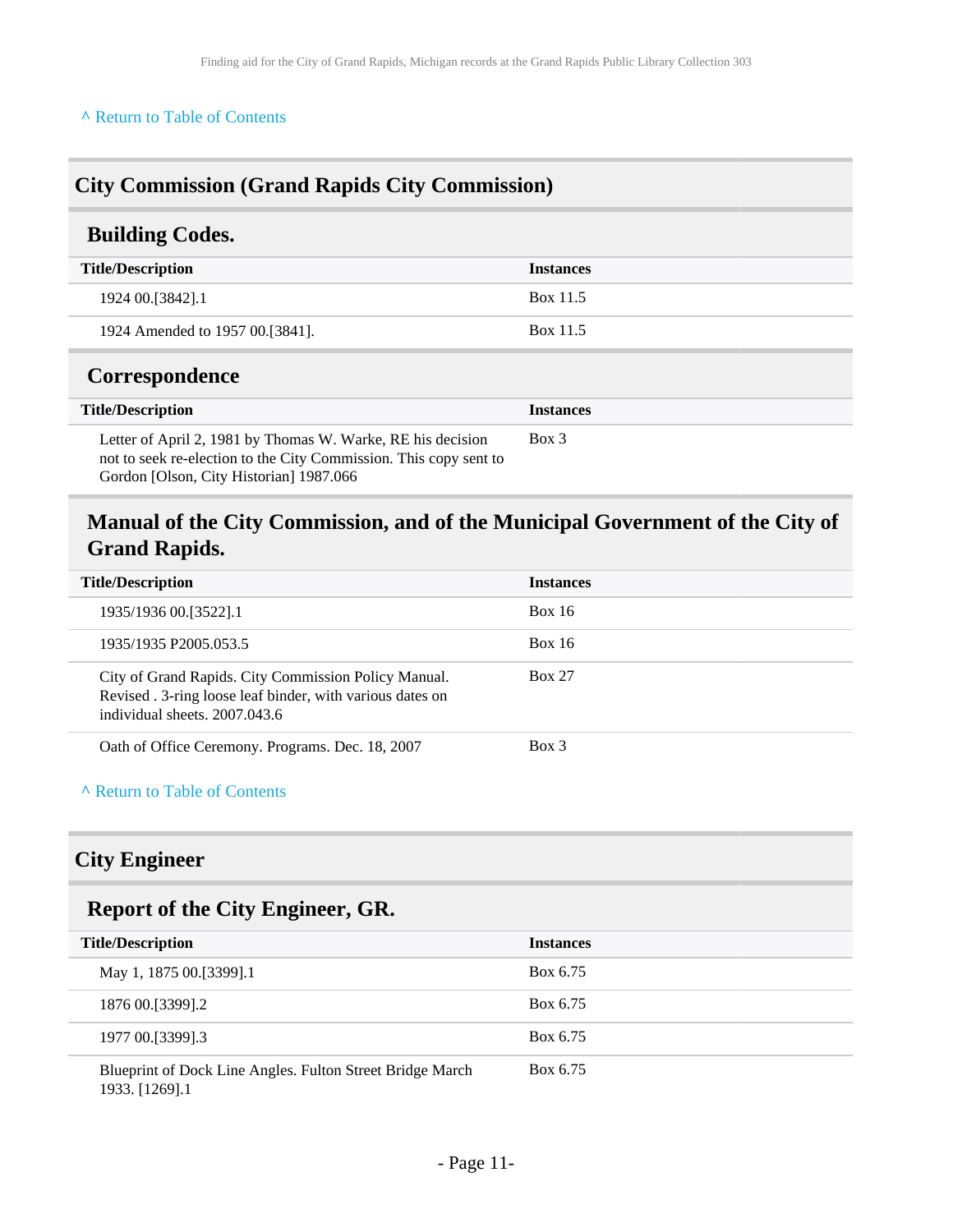^ Return to Table of Contents

## City Commission (Grand Rapids City Commission)

### Building Codes.

| Title/Description | Instances |
| --- | --- |
| 1924 00.[3842].1 | Box 11.5 |
| 1924 Amended to 1957 00.[3841]. | Box 11.5 |

### Correspondence

| Title/Description | Instances |
| --- | --- |
| Letter of April 2, 1981 by Thomas W. Warke, RE his decision not to seek re-election to the City Commission. This copy sent to Gordon [Olson, City Historian] 1987.066 | Box 3 |

### Manual of the City Commission, and of the Municipal Government of the City of Grand Rapids.

| Title/Description | Instances |
| --- | --- |
| 1935/1936 00.[3522].1 | Box 16 |
| 1935/1935 P2005.053.5 | Box 16 |
| City of Grand Rapids. City Commission Policy Manual. Revised . 3-ring loose leaf binder, with various dates on individual sheets. 2007.043.6 | Box 27 |
| Oath of Office Ceremony. Programs. Dec. 18, 2007 | Box 3 |

^ Return to Table of Contents

## City Engineer

### Report of the City Engineer, GR.

| Title/Description | Instances |
| --- | --- |
| May 1, 1875 00.[3399].1 | Box 6.75 |
| 1876 00.[3399].2 | Box 6.75 |
| 1977 00.[3399].3 | Box 6.75 |
| Blueprint of Dock Line Angles. Fulton Street Bridge March 1933. [1269].1 | Box 6.75 |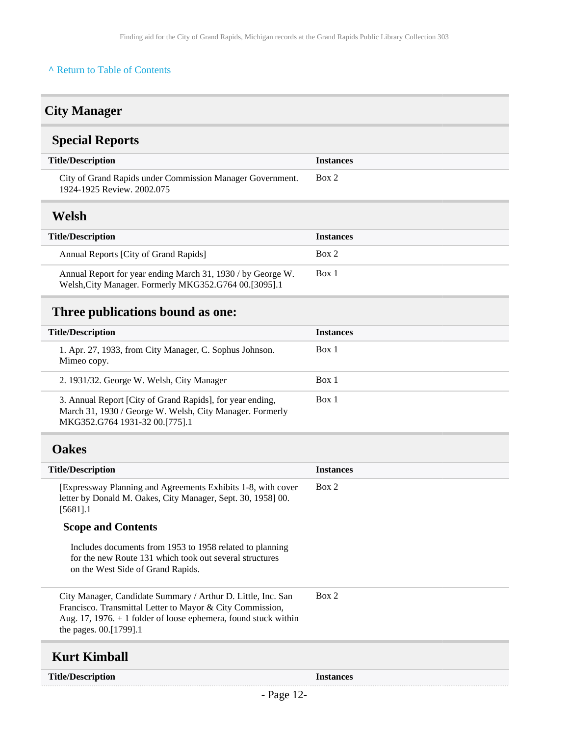[^ Return to Table of Contents]

## City Manager

### Special Reports

| Title/Description | Instances |
|---|---|
| City of Grand Rapids under Commission Manager Government. 1924-1925 Review. 2002.075 | Box 2 |

### Welsh

| Title/Description | Instances |
|---|---|
| Annual Reports [City of Grand Rapids] | Box 2 |
| Annual Report for year ending March 31, 1930 / by George W. Welsh,City Manager. Formerly MKG352.G764 00.[3095].1 | Box 1 |

### Three publications bound as one:

| Title/Description | Instances |
|---|---|
| 1. Apr. 27, 1933, from City Manager, C. Sophus Johnson. Mimeo copy. | Box 1 |
| 2. 1931/32. George W. Welsh, City Manager | Box 1 |
| 3. Annual Report [City of Grand Rapids], for year ending, March 31, 1930 / George W. Welsh, City Manager. Formerly MKG352.G764 1931-32 00.[775].1 | Box 1 |

### Oakes

| Title/Description | Instances |
|---|---|
| [Expressway Planning and Agreements Exhibits 1-8, with cover letter by Donald M. Oakes, City Manager, Sept. 30, 1958] 00.[5681].1 | Box 2 |

#### Scope and Contents

Includes documents from 1953 to 1958 related to planning for the new Route 131 which took out several structures on the West Side of Grand Rapids.

| Title/Description | Instances |
|---|---|
| City Manager, Candidate Summary / Arthur D. Little, Inc. San Francisco. Transmittal Letter to Mayor & City Commission, Aug. 17, 1976. + 1 folder of loose ephemera, found stuck within the pages. 00.[1799].1 | Box 2 |

### Kurt Kimball

| Title/Description | Instances |
|---|---|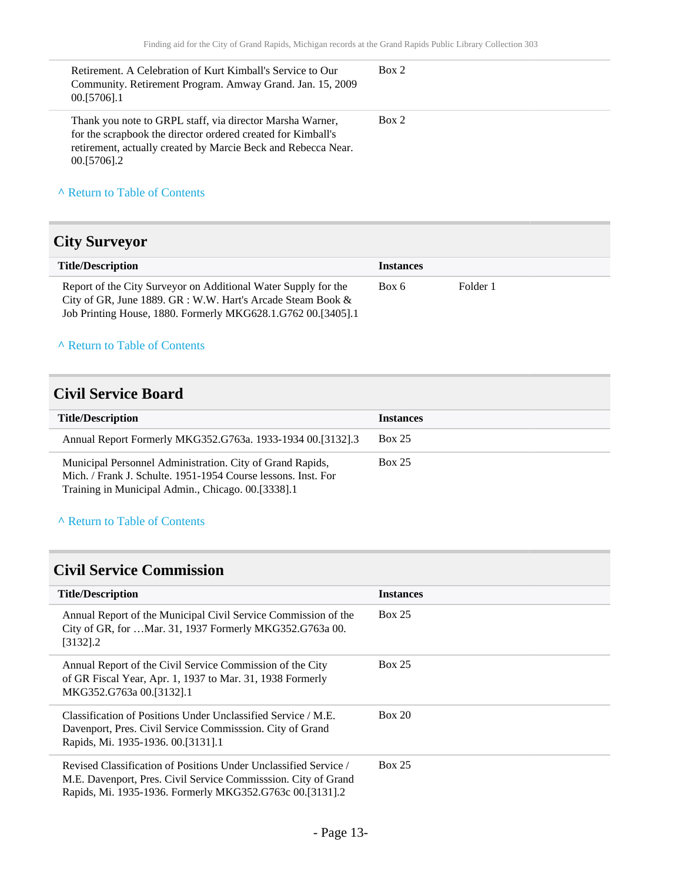| | |
|---|---|
| Retirement. A Celebration of Kurt Kimball's Service to Our Community. Retirement Program. Amway Grand. Jan. 15, 2009 00.[5706].1 | Box 2 |
| Thank you note to GRPL staff, via director Marsha Warner, for the scrapbook the director ordered created for Kimball's retirement, actually created by Marcie Beck and Rebecca Near. 00.[5706].2 | Box 2 |

^ Return to Table of Contents

## City Surveyor

| Title/Description | Instances | |
|---|---|---|
| Report of the City Surveyor on Additional Water Supply for the City of GR, June 1889. GR : W.W. Hart's Arcade Steam Book & Job Printing House, 1880. Formerly MKG628.1.G762 00.[3405].1 | Box 6 | Folder 1 |

^ Return to Table of Contents

## Civil Service Board

| Title/Description | Instances |
|---|---|
| Annual Report Formerly MKG352.G763a. 1933-1934 00.[3132].3 | Box 25 |
| Municipal Personnel Administration. City of Grand Rapids, Mich. / Frank J. Schulte. 1951-1954 Course lessons. Inst. For Training in Municipal Admin., Chicago. 00.[3338].1 | Box 25 |

^ Return to Table of Contents

## Civil Service Commission

| Title/Description | Instances |
|---|---|
| Annual Report of the Municipal Civil Service Commission of the City of GR, for …Mar. 31, 1937 Formerly MKG352.G763a 00.[3132].2 | Box 25 |
| Annual Report of the Civil Service Commission of the City of GR Fiscal Year, Apr. 1, 1937 to Mar. 31, 1938 Formerly MKG352.G763a 00.[3132].1 | Box 25 |
| Classification of Positions Under Unclassified Service / M.E. Davenport, Pres. Civil Service Commisssion. City of Grand Rapids, Mi. 1935-1936. 00.[3131].1 | Box 20 |
| Revised Classification of Positions Under Unclassified Service / M.E. Davenport, Pres. Civil Service Commisssion. City of Grand Rapids, Mi. 1935-1936. Formerly MKG352.G763c 00.[3131].2 | Box 25 |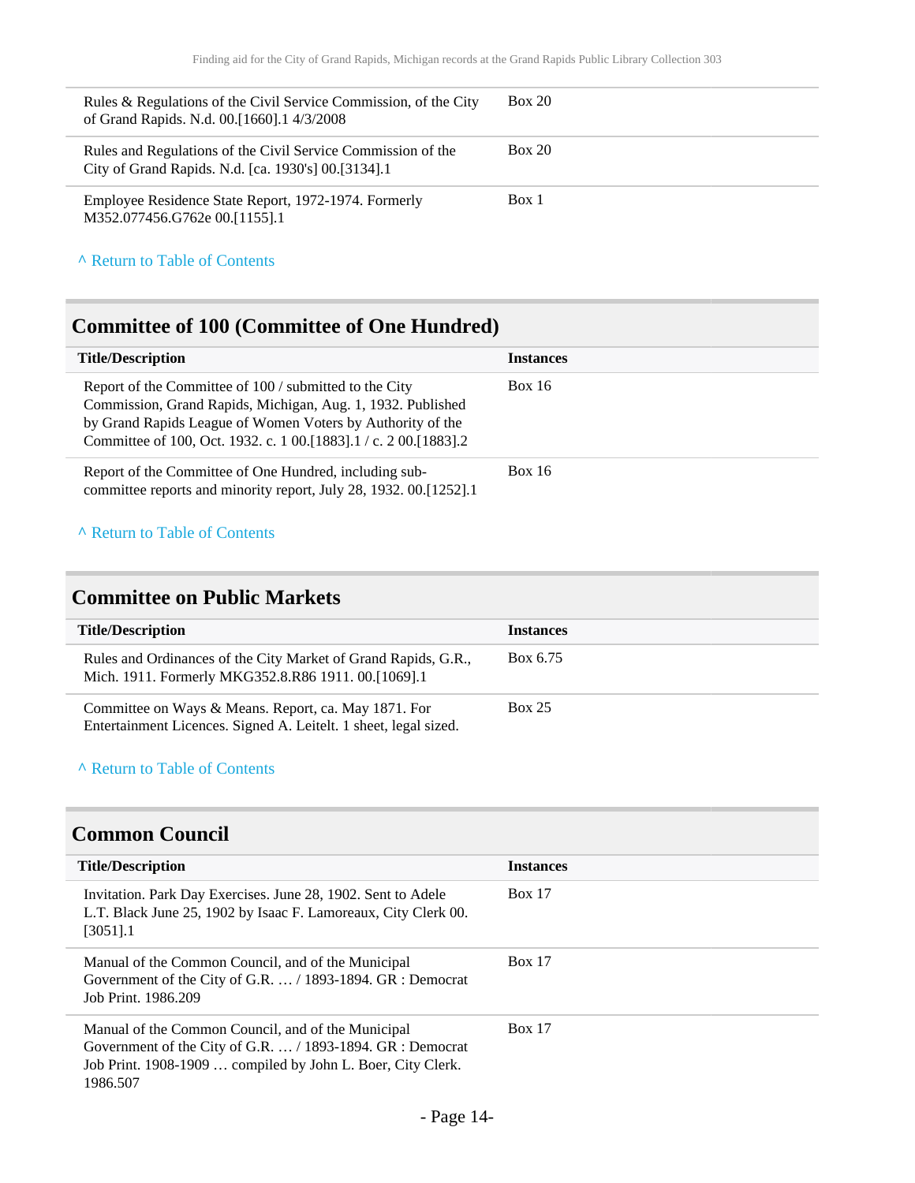| Title/Description | Instances |
|---|---|
| Rules & Regulations of the Civil Service Commission, of the City of Grand Rapids. N.d. 00.[1660].1 4/3/2008 | Box 20 |
| Rules and Regulations of the Civil Service Commission of the City of Grand Rapids. N.d. [ca. 1930's] 00.[3134].1 | Box 20 |
| Employee Residence State Report, 1972-1974. Formerly M352.077456.G762e 00.[1155].1 | Box 1 |

^ Return to Table of Contents

## Committee of 100 (Committee of One Hundred)

| Title/Description | Instances |
|---|---|
| Report of the Committee of 100 / submitted to the City Commission, Grand Rapids, Michigan, Aug. 1, 1932. Published by Grand Rapids League of Women Voters by Authority of the Committee of 100, Oct. 1932. c. 1 00.[1883].1 / c. 2 00.[1883].2 | Box 16 |
| Report of the Committee of One Hundred, including sub-committee reports and minority report, July 28, 1932. 00.[1252].1 | Box 16 |

^ Return to Table of Contents

## Committee on Public Markets

| Title/Description | Instances |
|---|---|
| Rules and Ordinances of the City Market of Grand Rapids, G.R., Mich. 1911. Formerly MKG352.8.R86 1911. 00.[1069].1 | Box 6.75 |
| Committee on Ways & Means. Report, ca. May 1871. For Entertainment Licences. Signed A. Leitelt. 1 sheet, legal sized. | Box 25 |

^ Return to Table of Contents

## Common Council

| Title/Description | Instances |
|---|---|
| Invitation. Park Day Exercises. June 28, 1902. Sent to Adele L.T. Black June 25, 1902 by Isaac F. Lamoreaux, City Clerk 00.[3051].1 | Box 17 |
| Manual of the Common Council, and of the Municipal Government of the City of G.R. … / 1893-1894. GR : Democrat Job Print. 1986.209 | Box 17 |
| Manual of the Common Council, and of the Municipal Government of the City of G.R. … / 1893-1894. GR : Democrat Job Print. 1908-1909 … compiled by John L. Boer, City Clerk. 1986.507 | Box 17 |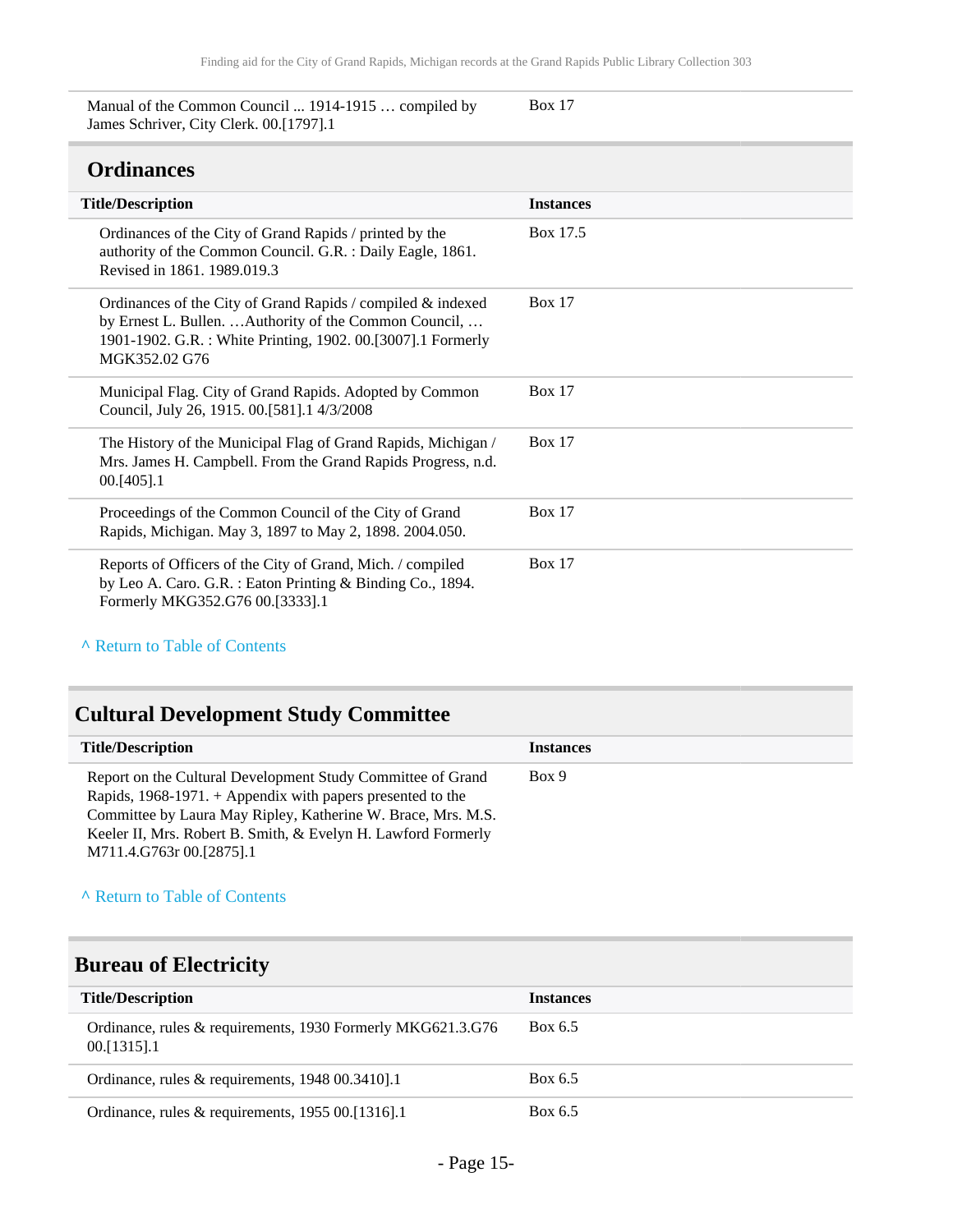| | |
|---|---|
| Manual of the Common Council ... 1914-1915 … compiled by James Schriver, City Clerk. 00.[1797].1 | Box 17 |

## Ordinances

| Title/Description | Instances |
|---|---|
| Ordinances of the City of Grand Rapids / printed by the authority of the Common Council. G.R. : Daily Eagle, 1861. Revised in 1861. 1989.019.3 | Box 17.5 |
| Ordinances of the City of Grand Rapids / compiled & indexed by Ernest L. Bullen. …Authority of the Common Council, … 1901-1902. G.R. : White Printing, 1902. 00.[3007].1 Formerly MGK352.02 G76 | Box 17 |
| Municipal Flag. City of Grand Rapids. Adopted by Common Council, July 26, 1915. 00.[581].1 4/3/2008 | Box 17 |
| The History of the Municipal Flag of Grand Rapids, Michigan / Mrs. James H. Campbell. From the Grand Rapids Progress, n.d. 00.[405].1 | Box 17 |
| Proceedings of the Common Council of the City of Grand Rapids, Michigan. May 3, 1897 to May 2, 1898. 2004.050. | Box 17 |
| Reports of Officers of the City of Grand, Mich. / compiled by Leo A. Caro. G.R. : Eaton Printing & Binding Co., 1894. Formerly MKG352.G76 00.[3333].1 | Box 17 |

^ Return to Table of Contents

## Cultural Development Study Committee

| Title/Description | Instances |
|---|---|
| Report on the Cultural Development Study Committee of Grand Rapids, 1968-1971. + Appendix with papers presented to the Committee by Laura May Ripley, Katherine W. Brace, Mrs. M.S. Keeler II, Mrs. Robert B. Smith, & Evelyn H. Lawford Formerly M711.4.G763r 00.[2875].1 | Box 9 |

^ Return to Table of Contents

## Bureau of Electricity

| Title/Description | Instances |
|---|---|
| Ordinance, rules & requirements, 1930 Formerly MKG621.3.G76 00.[1315].1 | Box 6.5 |
| Ordinance, rules & requirements, 1948 00.3410].1 | Box 6.5 |
| Ordinance, rules & requirements, 1955 00.[1316].1 | Box 6.5 |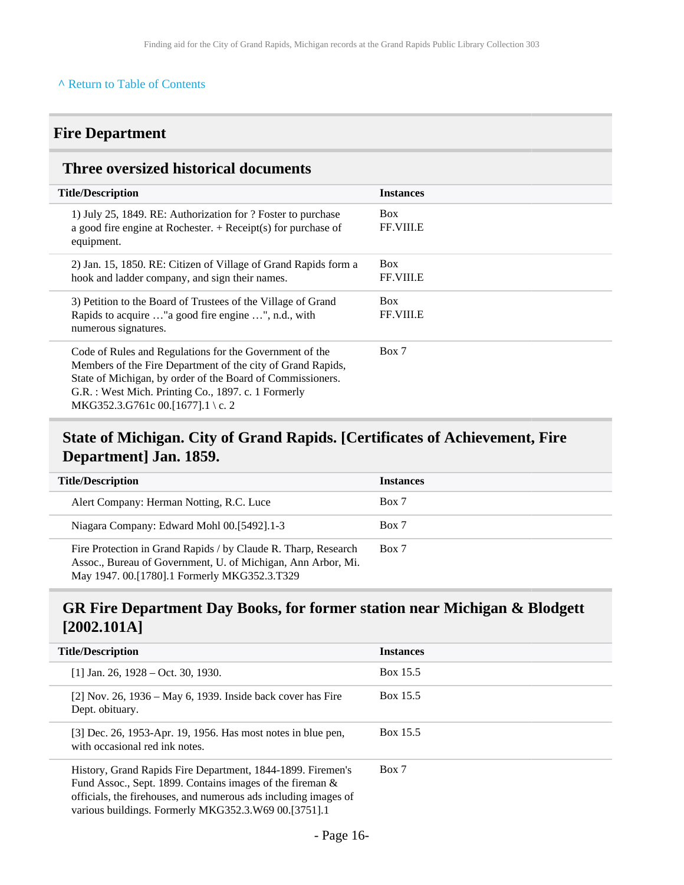^ Return to Table of Contents

## Fire Department

### Three oversized historical documents

| Title/Description | Instances |
| --- | --- |
| 1) July 25, 1849. RE: Authorization for ? Foster to purchase a good fire engine at Rochester. + Receipt(s) for purchase of equipment. | Box FF.VIII.E |
| 2) Jan. 15, 1850. RE: Citizen of Village of Grand Rapids form a hook and ladder company, and sign their names. | Box FF.VIII.E |
| 3) Petition to the Board of Trustees of the Village of Grand Rapids to acquire …"a good fire engine …", n.d., with numerous signatures. | Box FF.VIII.E |
| Code of Rules and Regulations for the Government of the Members of the Fire Department of the city of Grand Rapids, State of Michigan, by order of the Board of Commissioners. G.R. : West Mich. Printing Co., 1897. c. 1 Formerly MKG352.3.G761c 00.[1677].1 \ c. 2 | Box 7 |

### State of Michigan. City of Grand Rapids. [Certificates of Achievement, Fire Department] Jan. 1859.

| Title/Description | Instances |
| --- | --- |
| Alert Company: Herman Notting, R.C. Luce | Box 7 |
| Niagara Company: Edward Mohl 00.[5492].1-3 | Box 7 |
| Fire Protection in Grand Rapids / by Claude R. Tharp, Research Assoc., Bureau of Government, U. of Michigan, Ann Arbor, Mi. May 1947. 00.[1780].1 Formerly MKG352.3.T329 | Box 7 |

### GR Fire Department Day Books, for former station near Michigan & Blodgett [2002.101A]

| Title/Description | Instances |
| --- | --- |
| [1] Jan. 26, 1928 – Oct. 30, 1930. | Box 15.5 |
| [2] Nov. 26, 1936 – May 6, 1939. Inside back cover has Fire Dept. obituary. | Box 15.5 |
| [3] Dec. 26, 1953-Apr. 19, 1956. Has most notes in blue pen, with occasional red ink notes. | Box 15.5 |
| History, Grand Rapids Fire Department, 1844-1899. Firemen's Fund Assoc., Sept. 1899. Contains images of the fireman & officials, the firehouses, and numerous ads including images of various buildings. Formerly MKG352.3.W69 00.[3751].1 | Box 7 |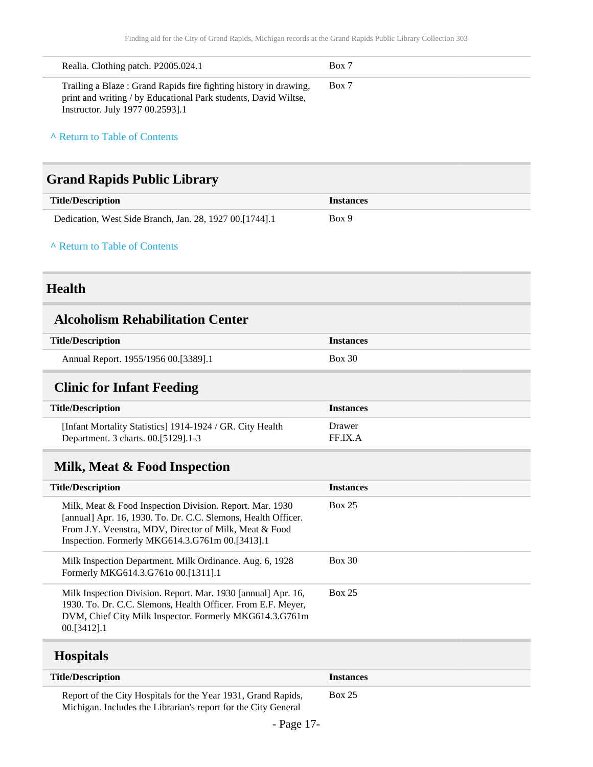| | |
|---|---|
| Realia. Clothing patch. P2005.024.1 | Box 7 |
| Trailing a Blaze : Grand Rapids fire fighting history in drawing, print and writing / by Educational Park students, David Wiltse, Instructor. July 1977 00.2593].1 | Box 7 |

^ Return to Table of Contents

## Grand Rapids Public Library

| Title/Description | Instances |
|---|---|
| Dedication, West Side Branch, Jan. 28, 1927 00.[1744].1 | Box 9 |

^ Return to Table of Contents

## Health

### Alcoholism Rehabilitation Center

| Title/Description | Instances |
|---|---|
| Annual Report. 1955/1956 00.[3389].1 | Box 30 |

### Clinic for Infant Feeding

| Title/Description | Instances |
|---|---|
| [Infant Mortality Statistics] 1914-1924 / GR. City Health Department. 3 charts. 00.[5129].1-3 | Drawer FF.IX.A |

### Milk, Meat & Food Inspection

| Title/Description | Instances |
|---|---|
| Milk, Meat & Food Inspection Division. Report. Mar. 1930 [annual] Apr. 16, 1930. To. Dr. C.C. Slemons, Health Officer. From J.Y. Veenstra, MDV, Director of Milk, Meat & Food Inspection. Formerly MKG614.3.G761m 00.[3413].1 | Box 25 |
| Milk Inspection Department. Milk Ordinance. Aug. 6, 1928 Formerly MKG614.3.G761o 00.[1311].1 | Box 30 |
| Milk Inspection Division. Report. Mar. 1930 [annual] Apr. 16, 1930. To. Dr. C.C. Slemons, Health Officer. From E.F. Meyer, DVM, Chief City Milk Inspector. Formerly MKG614.3.G761m 00.[3412].1 | Box 25 |

### Hospitals

| Title/Description | Instances |
|---|---|
| Report of the City Hospitals for the Year 1931, Grand Rapids, Michigan. Includes the Librarian's report for the City General | Box 25 |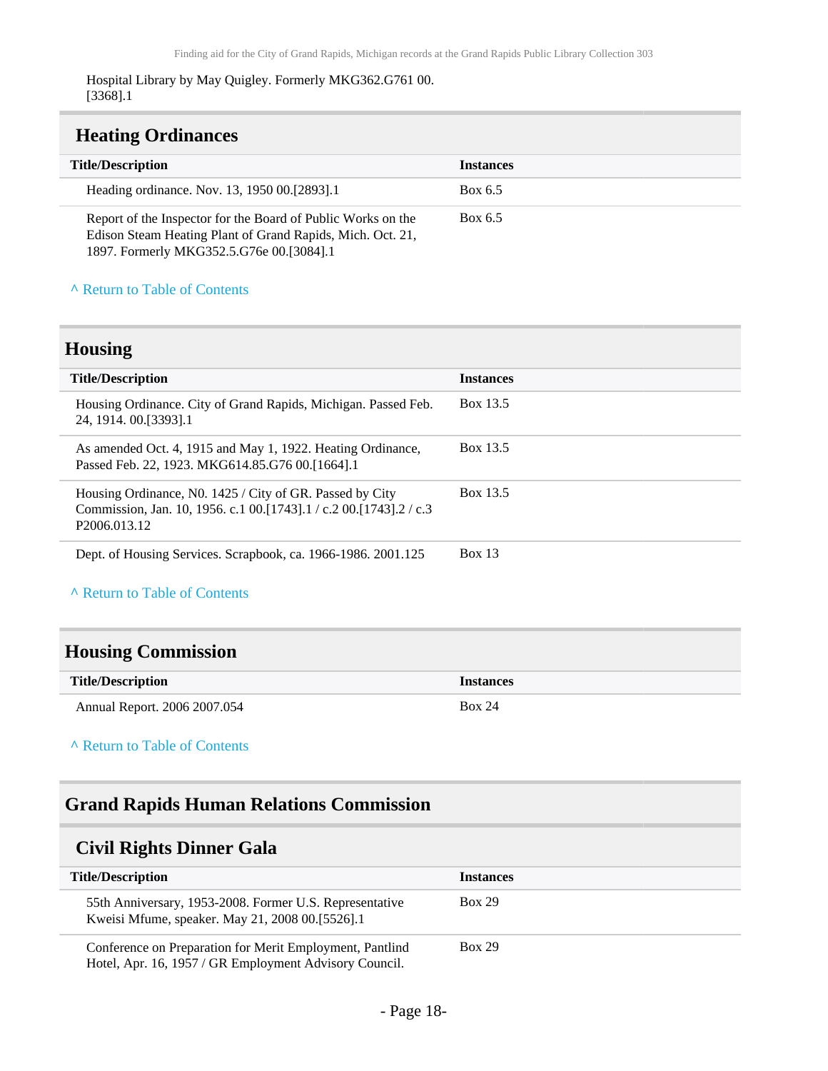Hospital Library by May Quigley. Formerly MKG362.G761 00.[3368].1

### Heating Ordinances

| Title/Description | Instances |
| --- | --- |
| Heading ordinance. Nov. 13, 1950 00.[2893].1 | Box 6.5 |
| Report of the Inspector for the Board of Public Works on the Edison Steam Heating Plant of Grand Rapids, Mich. Oct. 21, 1897. Formerly MKG352.5.G76e 00.[3084].1 | Box 6.5 |

^ Return to Table of Contents

## Housing

| Title/Description | Instances |
| --- | --- |
| Housing Ordinance. City of Grand Rapids, Michigan. Passed Feb. 24, 1914. 00.[3393].1 | Box 13.5 |
| As amended Oct. 4, 1915 and May 1, 1922. Heating Ordinance, Passed Feb. 22, 1923. MKG614.85.G76 00.[1664].1 | Box 13.5 |
| Housing Ordinance, N0. 1425 / City of GR. Passed by City Commission, Jan. 10, 1956. c.1 00.[1743].1 / c.2 00.[1743].2 / c.3 P2006.013.12 | Box 13.5 |
| Dept. of Housing Services. Scrapbook, ca. 1966-1986. 2001.125 | Box 13 |

^ Return to Table of Contents

## Housing Commission

| Title/Description | Instances |
| --- | --- |
| Annual Report. 2006 2007.054 | Box 24 |

^ Return to Table of Contents

## Grand Rapids Human Relations Commission

### Civil Rights Dinner Gala

| Title/Description | Instances |
| --- | --- |
| 55th Anniversary, 1953-2008. Former U.S. Representative Kweisi Mfume, speaker. May 21, 2008 00.[5526].1 | Box 29 |
| Conference on Preparation for Merit Employment, Pantlind Hotel, Apr. 16, 1957 / GR Employment Advisory Council. | Box 29 |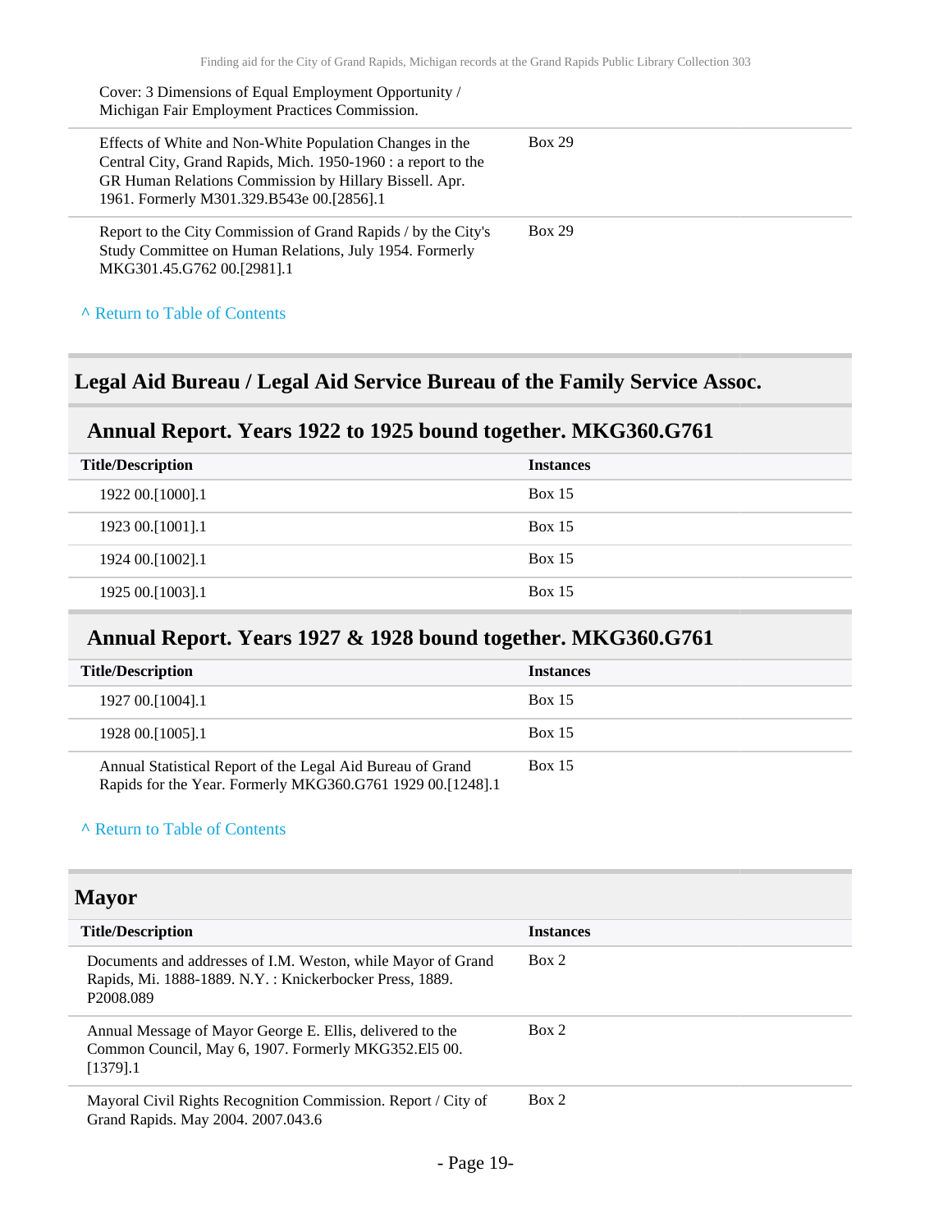| Title/Description | Instances |
|---|---|
| Cover: 3 Dimensions of Equal Employment Opportunity / Michigan Fair Employment Practices Commission. | |
| Effects of White and Non-White Population Changes in the Central City, Grand Rapids, Mich. 1950-1960 : a report to the GR Human Relations Commission by Hillary Bissell. Apr. 1961. Formerly M301.329.B543e 00.[2856].1 | Box 29 |
| Report to the City Commission of Grand Rapids / by the City's Study Committee on Human Relations, July 1954. Formerly MKG301.45.G762 00.[2981].1 | Box 29 |

^ Return to Table of Contents

## Legal Aid Bureau / Legal Aid Service Bureau of the Family Service Assoc.

### Annual Report. Years 1922 to 1925 bound together. MKG360.G761

| Title/Description | Instances |
|---|---|
| 1922 00.[1000].1 | Box 15 |
| 1923 00.[1001].1 | Box 15 |
| 1924 00.[1002].1 | Box 15 |
| 1925 00.[1003].1 | Box 15 |

### Annual Report. Years 1927 & 1928 bound together. MKG360.G761

| Title/Description | Instances |
|---|---|
| 1927 00.[1004].1 | Box 15 |
| 1928 00.[1005].1 | Box 15 |
| Annual Statistical Report of the Legal Aid Bureau of Grand Rapids for the Year. Formerly MKG360.G761 1929 00.[1248].1 | Box 15 |

^ Return to Table of Contents

## Mayor

| Title/Description | Instances |
|---|---|
| Documents and addresses of I.M. Weston, while Mayor of Grand Rapids, Mi. 1888-1889. N.Y. : Knickerbocker Press, 1889. P2008.089 | Box 2 |
| Annual Message of Mayor George E. Ellis, delivered to the Common Council, May 6, 1907. Formerly MKG352.El5 00.[1379].1 | Box 2 |
| Mayoral Civil Rights Recognition Commission. Report / City of Grand Rapids. May 2004. 2007.043.6 | Box 2 |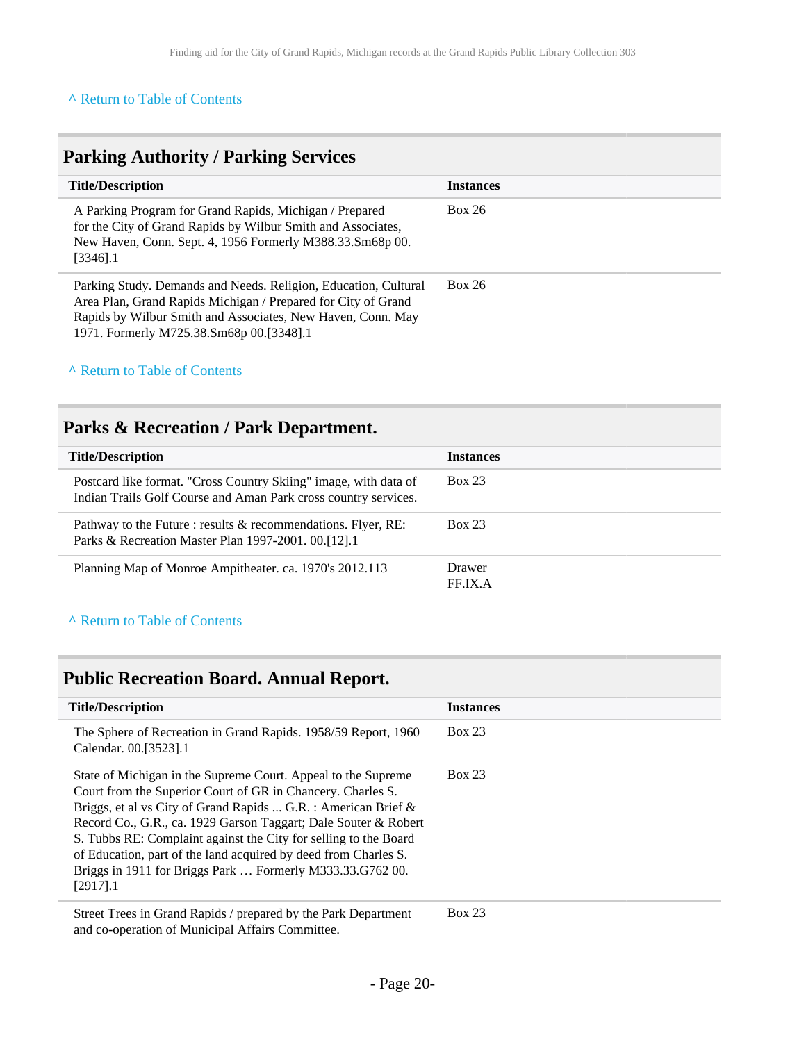^ Return to Table of Contents

## Parking Authority / Parking Services

| Title/Description | Instances |
|---|---|
| A Parking Program for Grand Rapids, Michigan / Prepared for the City of Grand Rapids by Wilbur Smith and Associates, New Haven, Conn. Sept. 4, 1956 Formerly M388.33.Sm68p 00.[3346].1 | Box 26 |
| Parking Study. Demands and Needs. Religion, Education, Cultural Area Plan, Grand Rapids Michigan / Prepared for City of Grand Rapids by Wilbur Smith and Associates, New Haven, Conn. May 1971. Formerly M725.38.Sm68p 00.[3348].1 | Box 26 |

^ Return to Table of Contents

## Parks & Recreation / Park Department.

| Title/Description | Instances |
|---|---|
| Postcard like format. "Cross Country Skiing" image, with data of Indian Trails Golf Course and Aman Park cross country services. | Box 23 |
| Pathway to the Future : results & recommendations. Flyer, RE: Parks & Recreation Master Plan 1997-2001. 00.[12].1 | Box 23 |
| Planning Map of Monroe Ampitheater. ca. 1970's 2012.113 | Drawer FF.IX.A |

^ Return to Table of Contents

## Public Recreation Board. Annual Report.

| Title/Description | Instances |
|---|---|
| The Sphere of Recreation in Grand Rapids. 1958/59 Report, 1960 Calendar. 00.[3523].1 | Box 23 |
| State of Michigan in the Supreme Court. Appeal to the Supreme Court from the Superior Court of GR in Chancery. Charles S. Briggs, et al vs City of Grand Rapids ... G.R. : American Brief & Record Co., G.R., ca. 1929 Garson Taggart; Dale Souter & Robert S. Tubbs RE: Complaint against the City for selling to the Board of Education, part of the land acquired by deed from Charles S. Briggs in 1911 for Briggs Park … Formerly M333.33.G762 00.[2917].1 | Box 23 |
| Street Trees in Grand Rapids / prepared by the Park Department and co-operation of Municipal Affairs Committee. | Box 23 |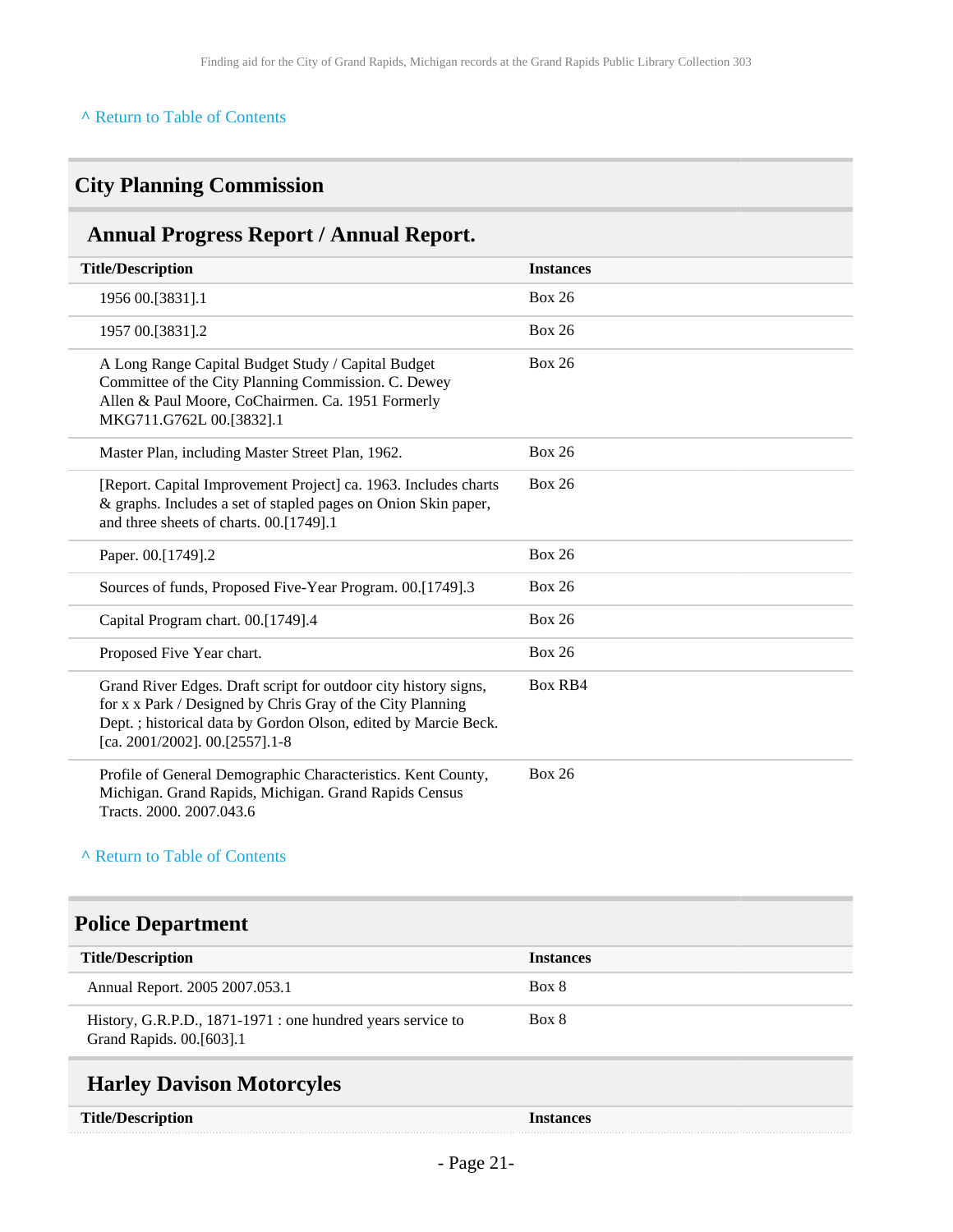^ Return to Table of Contents

## City Planning Commission

### Annual Progress Report / Annual Report.

| Title/Description | Instances |
| --- | --- |
| 1956 00.[3831].1 | Box 26 |
| 1957 00.[3831].2 | Box 26 |
| A Long Range Capital Budget Study / Capital Budget Committee of the City Planning Commission. C. Dewey Allen & Paul Moore, CoChairmen. Ca. 1951 Formerly MKG711.G762L 00.[3832].1 | Box 26 |
| Master Plan, including Master Street Plan, 1962. | Box 26 |
| [Report. Capital Improvement Project] ca. 1963. Includes charts & graphs. Includes a set of stapled pages on Onion Skin paper, and three sheets of charts. 00.[1749].1 | Box 26 |
| Paper. 00.[1749].2 | Box 26 |
| Sources of funds, Proposed Five-Year Program. 00.[1749].3 | Box 26 |
| Capital Program chart. 00.[1749].4 | Box 26 |
| Proposed Five Year chart. | Box 26 |
| Grand River Edges. Draft script for outdoor city history signs, for x x Park / Designed by Chris Gray of the City Planning Dept. ; historical data by Gordon Olson, edited by Marcie Beck. [ca. 2001/2002]. 00.[2557].1-8 | Box RB4 |
| Profile of General Demographic Characteristics. Kent County, Michigan. Grand Rapids, Michigan. Grand Rapids Census Tracts. 2000. 2007.043.6 | Box 26 |

^ Return to Table of Contents

## Police Department

| Title/Description | Instances |
| --- | --- |
| Annual Report. 2005 2007.053.1 | Box 8 |
| History, G.R.P.D., 1871-1971 : one hundred years service to Grand Rapids. 00.[603].1 | Box 8 |

### Harley Davison Motorcyles

| Title/Description | Instances |
| --- | --- |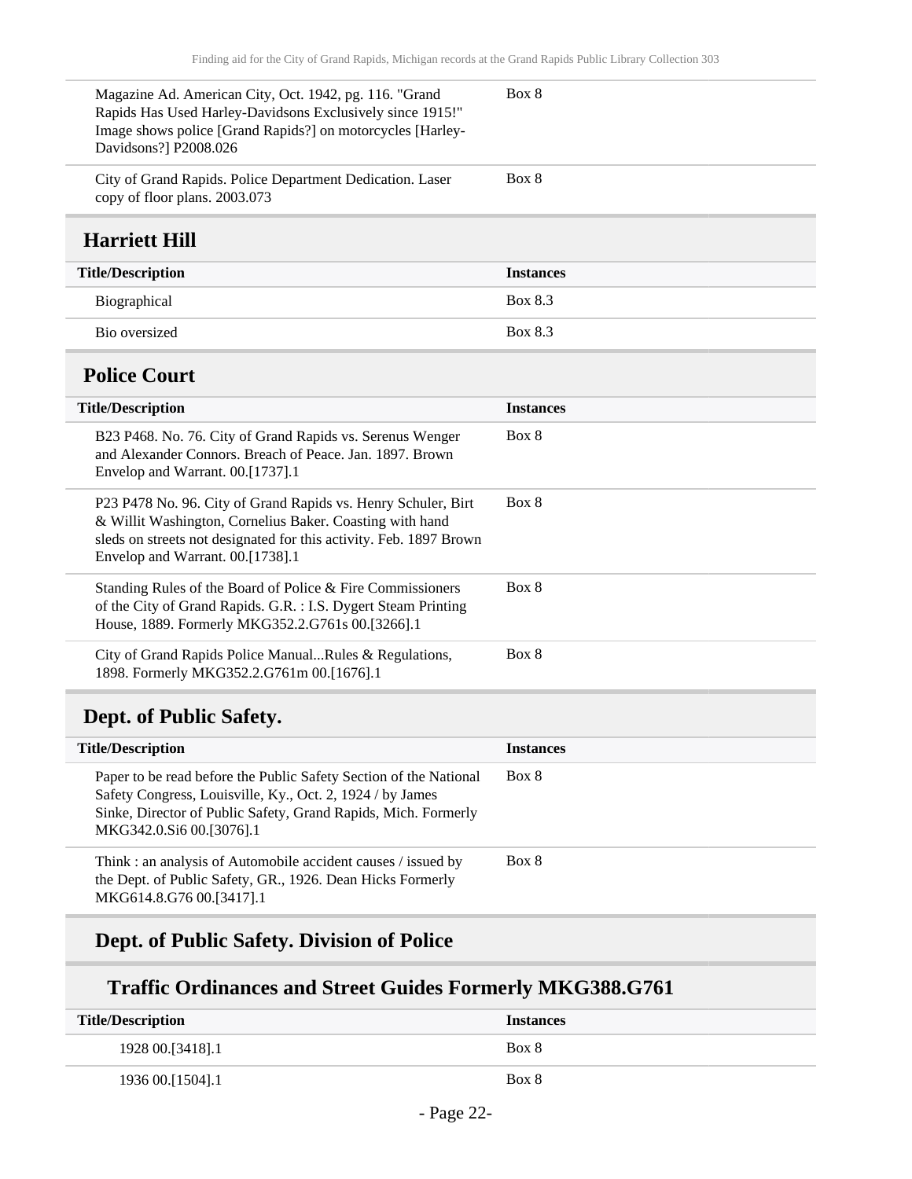| Title/Description | Instances |
| --- | --- |
| Magazine Ad. American City, Oct. 1942, pg. 116. "Grand Rapids Has Used Harley-Davidsons Exclusively since 1915!" Image shows police [Grand Rapids?] on motorcycles [Harley-Davidsons?] P2008.026 | Box 8 |
| City of Grand Rapids. Police Department Dedication. Laser copy of floor plans. 2003.073 | Box 8 |

## Harriett Hill

| Title/Description | Instances |
| --- | --- |
| Biographical | Box 8.3 |
| Bio oversized | Box 8.3 |

## Police Court

| Title/Description | Instances |
| --- | --- |
| B23 P468. No. 76. City of Grand Rapids vs. Serenus Wenger and Alexander Connors. Breach of Peace. Jan. 1897. Brown Envelop and Warrant. 00.[1737].1 | Box 8 |
| P23 P478 No. 96. City of Grand Rapids vs. Henry Schuler, Birt & Willit Washington, Cornelius Baker. Coasting with hand sleds on streets not designated for this activity. Feb. 1897 Brown Envelop and Warrant. 00.[1738].1 | Box 8 |
| Standing Rules of the Board of Police & Fire Commissioners of the City of Grand Rapids. G.R. : I.S. Dygert Steam Printing House, 1889. Formerly MKG352.2.G761s 00.[3266].1 | Box 8 |
| City of Grand Rapids Police Manual...Rules & Regulations, 1898. Formerly MKG352.2.G761m 00.[1676].1 | Box 8 |

## Dept. of Public Safety.

| Title/Description | Instances |
| --- | --- |
| Paper to be read before the Public Safety Section of the National Safety Congress, Louisville, Ky., Oct. 2, 1924 / by James Sinke, Director of Public Safety, Grand Rapids, Mich. Formerly MKG342.0.Si6 00.[3076].1 | Box 8 |
| Think : an analysis of Automobile accident causes / issued by the Dept. of Public Safety, GR., 1926. Dean Hicks Formerly MKG614.8.G76 00.[3417].1 | Box 8 |

## Dept. of Public Safety. Division of Police

### Traffic Ordinances and Street Guides Formerly MKG388.G761

| Title/Description | Instances |
| --- | --- |
| 1928 00.[3418].1 | Box 8 |
| 1936 00.[1504].1 | Box 8 |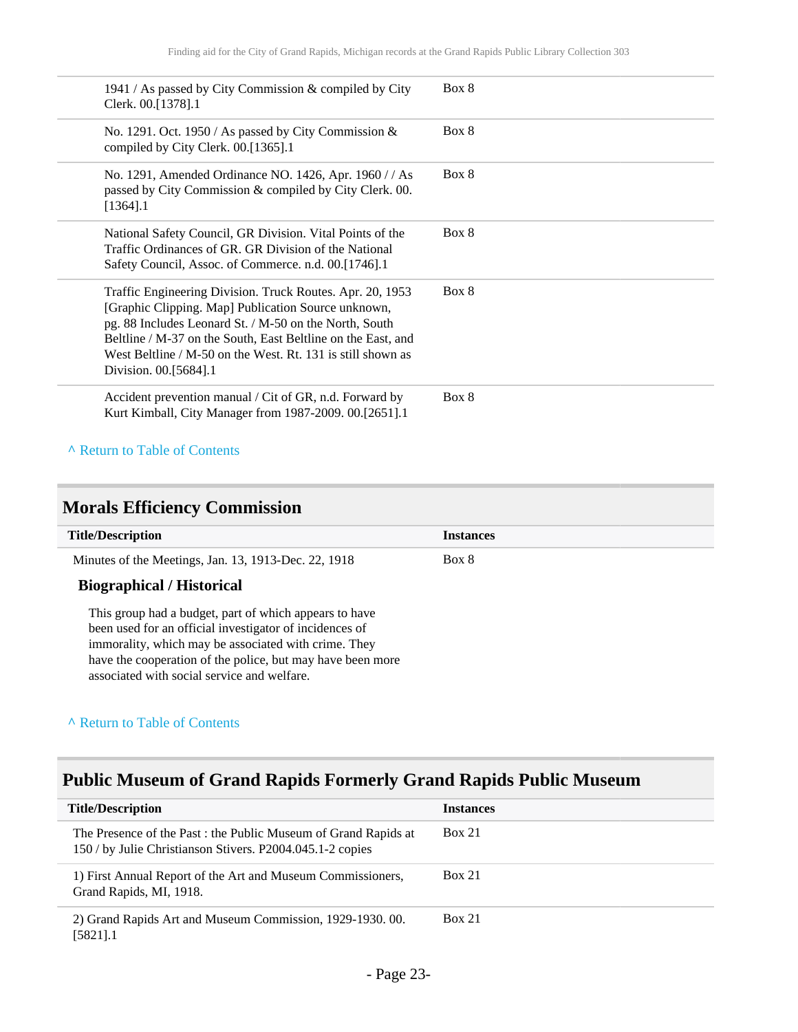| | |
|---|---|
| 1941 / As passed by City Commission & compiled by City Clerk. 00.[1378].1 | Box 8 |
| No. 1291. Oct. 1950 / As passed by City Commission & compiled by City Clerk. 00.[1365].1 | Box 8 |
| No. 1291, Amended Ordinance NO. 1426, Apr. 1960 / / As passed by City Commission & compiled by City Clerk. 00.[1364].1 | Box 8 |
| National Safety Council, GR Division. Vital Points of the Traffic Ordinances of GR. GR Division of the National Safety Council, Assoc. of Commerce. n.d. 00.[1746].1 | Box 8 |
| Traffic Engineering Division. Truck Routes. Apr. 20, 1953 [Graphic Clipping. Map] Publication Source unknown, pg. 88 Includes Leonard St. / M-50 on the North, South Beltline / M-37 on the South, East Beltline on the East, and West Beltline / M-50 on the West. Rt. 131 is still shown as Division. 00.[5684].1 | Box 8 |
| Accident prevention manual / Cit of GR, n.d. Forward by Kurt Kimball, City Manager from 1987-2009. 00.[2651].1 | Box 8 |

^ Return to Table of Contents

## Morals Efficiency Commission

| Title/Description | Instances |
|---|---|
| Minutes of the Meetings, Jan. 13, 1913-Dec. 22, 1918 | Box 8 |

### Biographical / Historical

This group had a budget, part of which appears to have been used for an official investigator of incidences of immorality, which may be associated with crime. They have the cooperation of the police, but may have been more associated with social service and welfare.

^ Return to Table of Contents

## Public Museum of Grand Rapids Formerly Grand Rapids Public Museum

| Title/Description | Instances |
|---|---|
| The Presence of the Past : the Public Museum of Grand Rapids at 150 / by Julie Christianson Stivers. P2004.045.1-2 copies | Box 21 |
| 1) First Annual Report of the Art and Museum Commissioners, Grand Rapids, MI, 1918. | Box 21 |
| 2) Grand Rapids Art and Museum Commission, 1929-1930. 00.[5821].1 | Box 21 |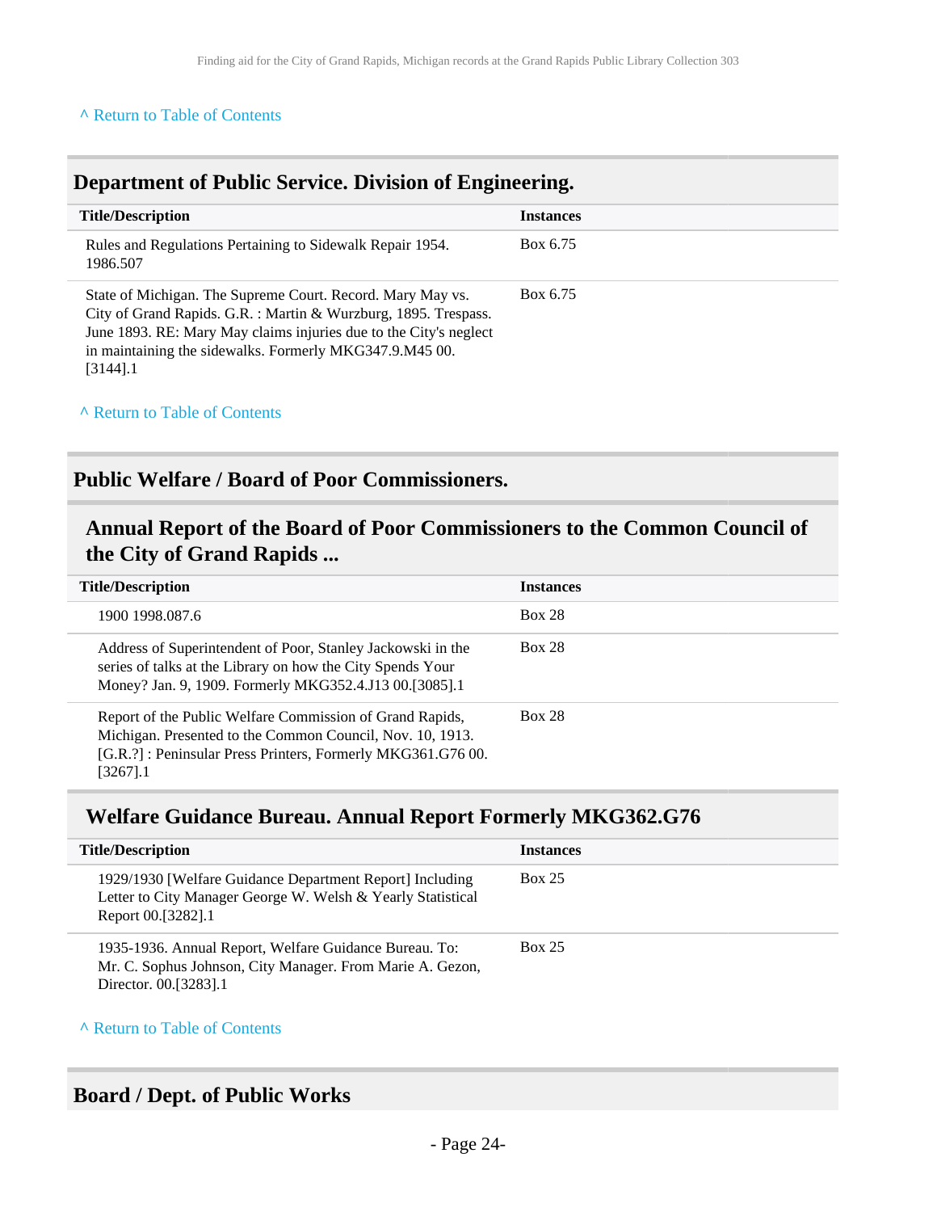^ Return to Table of Contents

## Department of Public Service. Division of Engineering.

| Title/Description | Instances |
| --- | --- |
| Rules and Regulations Pertaining to Sidewalk Repair 1954. 1986.507 | Box 6.75 |
| State of Michigan. The Supreme Court. Record. Mary May vs. City of Grand Rapids. G.R. : Martin & Wurzburg, 1895. Trespass. June 1893. RE: Mary May claims injuries due to the City's neglect in maintaining the sidewalks. Formerly MKG347.9.M45 00.[3144].1 | Box 6.75 |

^ Return to Table of Contents

## Public Welfare / Board of Poor Commissioners.

### Annual Report of the Board of Poor Commissioners to the Common Council of the City of Grand Rapids ...

| Title/Description | Instances |
| --- | --- |
| 1900 1998.087.6 | Box 28 |
| Address of Superintendent of Poor, Stanley Jackowski in the series of talks at the Library on how the City Spends Your Money? Jan. 9, 1909. Formerly MKG352.4.J13 00.[3085].1 | Box 28 |
| Report of the Public Welfare Commission of Grand Rapids, Michigan. Presented to the Common Council, Nov. 10, 1913. [G.R.?] : Peninsular Press Printers, Formerly MKG361.G76 00.[3267].1 | Box 28 |

### Welfare Guidance Bureau. Annual Report Formerly MKG362.G76

| Title/Description | Instances |
| --- | --- |
| 1929/1930 [Welfare Guidance Department Report] Including Letter to City Manager George W. Welsh & Yearly Statistical Report 00.[3282].1 | Box 25 |
| 1935-1936. Annual Report, Welfare Guidance Bureau. To: Mr. C. Sophus Johnson, City Manager. From Marie A. Gezon, Director. 00.[3283].1 | Box 25 |

^ Return to Table of Contents

## Board / Dept. of Public Works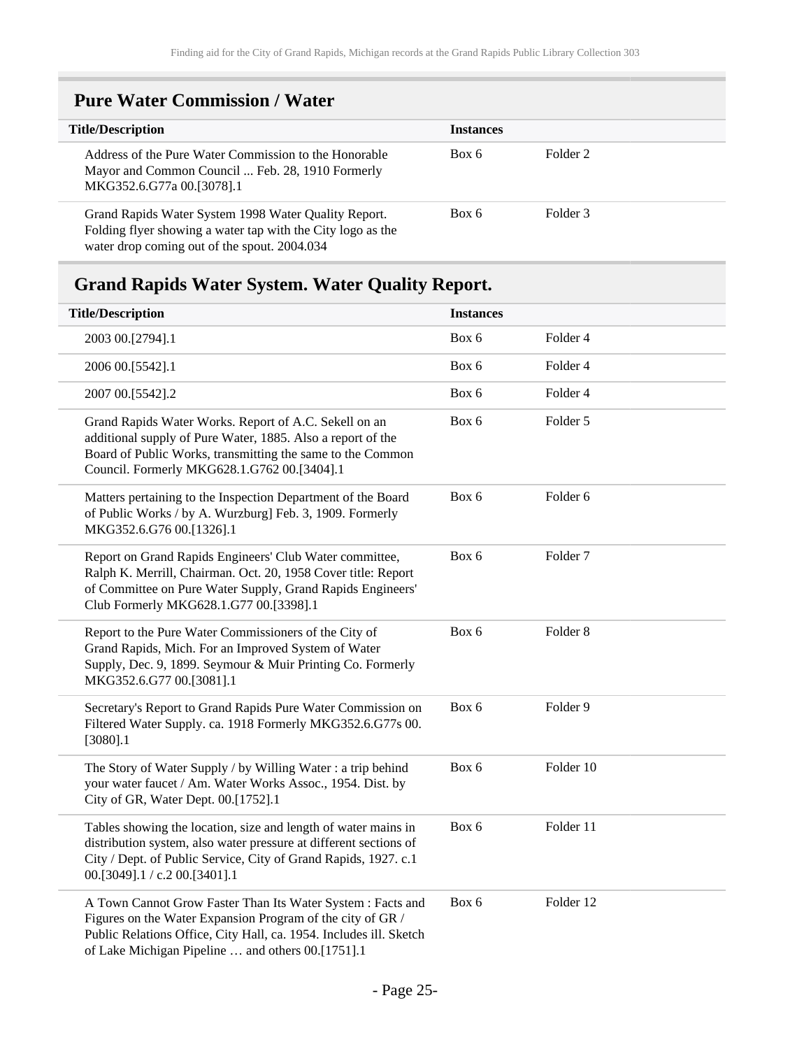## Pure Water Commission / Water

| Title/Description | Instances | |
|---|---|---|
| Address of the Pure Water Commission to the Honorable Mayor and Common Council ... Feb. 28, 1910 Formerly MKG352.6.G77a 00.[3078].1 | Box 6 | Folder 2 |
| Grand Rapids Water System 1998 Water Quality Report. Folding flyer showing a water tap with the City logo as the water drop coming out of the spout. 2004.034 | Box 6 | Folder 3 |

## Grand Rapids Water System. Water Quality Report.

| Title/Description | Instances | |
|---|---|---|
| 2003 00.[2794].1 | Box 6 | Folder 4 |
| 2006 00.[5542].1 | Box 6 | Folder 4 |
| 2007 00.[5542].2 | Box 6 | Folder 4 |
| Grand Rapids Water Works. Report of A.C. Sekell on an additional supply of Pure Water, 1885. Also a report of the Board of Public Works, transmitting the same to the Common Council. Formerly MKG628.1.G762 00.[3404].1 | Box 6 | Folder 5 |
| Matters pertaining to the Inspection Department of the Board of Public Works / by A. Wurzburg] Feb. 3, 1909. Formerly MKG352.6.G76 00.[1326].1 | Box 6 | Folder 6 |
| Report on Grand Rapids Engineers' Club Water committee, Ralph K. Merrill, Chairman. Oct. 20, 1958 Cover title: Report of Committee on Pure Water Supply, Grand Rapids Engineers' Club Formerly MKG628.1.G77 00.[3398].1 | Box 6 | Folder 7 |
| Report to the Pure Water Commissioners of the City of Grand Rapids, Mich. For an Improved System of Water Supply, Dec. 9, 1899. Seymour & Muir Printing Co. Formerly MKG352.6.G77 00.[3081].1 | Box 6 | Folder 8 |
| Secretary's Report to Grand Rapids Pure Water Commission on Filtered Water Supply. ca. 1918 Formerly MKG352.6.G77s 00.[3080].1 | Box 6 | Folder 9 |
| The Story of Water Supply / by Willing Water : a trip behind your water faucet / Am. Water Works Assoc., 1954. Dist. by City of GR, Water Dept. 00.[1752].1 | Box 6 | Folder 10 |
| Tables showing the location, size and length of water mains in distribution system, also water pressure at different sections of City / Dept. of Public Service, City of Grand Rapids, 1927. c.1 00.[3049].1 / c.2 00.[3401].1 | Box 6 | Folder 11 |
| A Town Cannot Grow Faster Than Its Water System : Facts and Figures on the Water Expansion Program of the city of GR / Public Relations Office, City Hall, ca. 1954. Includes ill. Sketch of Lake Michigan Pipeline … and others 00.[1751].1 | Box 6 | Folder 12 |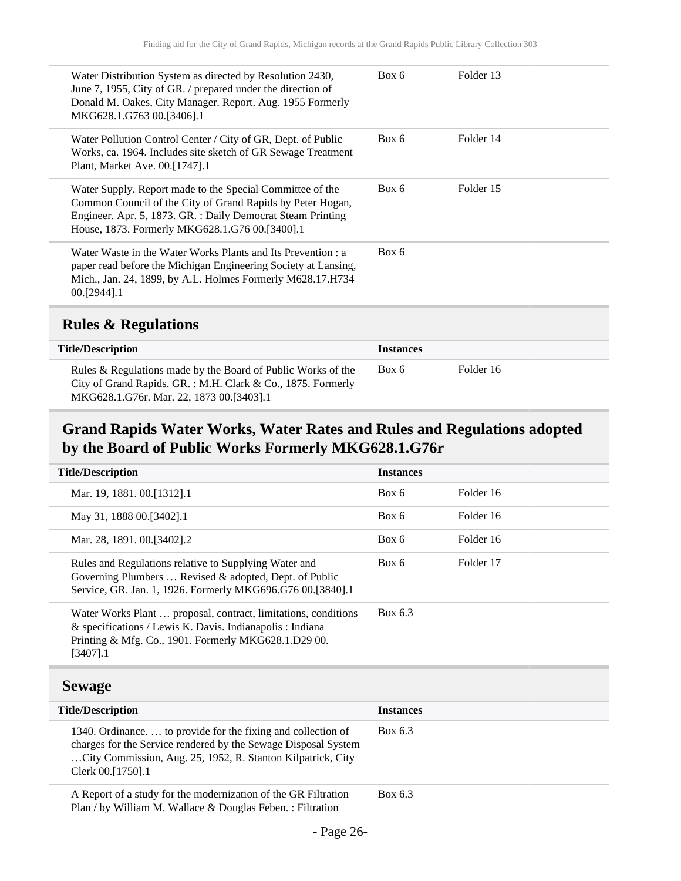| Title/Description | Instances | |
|---|---|---|
| Water Distribution System as directed by Resolution 2430, June 7, 1955, City of GR. / prepared under the direction of Donald M. Oakes, City Manager. Report. Aug. 1955 Formerly MKG628.1.G763 00.[3406].1 | Box 6 | Folder 13 |
| Water Pollution Control Center / City of GR, Dept. of Public Works, ca. 1964. Includes site sketch of GR Sewage Treatment Plant, Market Ave. 00.[1747].1 | Box 6 | Folder 14 |
| Water Supply. Report made to the Special Committee of the Common Council of the City of Grand Rapids by Peter Hogan, Engineer. Apr. 5, 1873. GR. : Daily Democrat Steam Printing House, 1873. Formerly MKG628.1.G76 00.[3400].1 | Box 6 | Folder 15 |
| Water Waste in the Water Works Plants and Its Prevention : a paper read before the Michigan Engineering Society at Lansing, Mich., Jan. 24, 1899, by A.L. Holmes Formerly M628.17.H734 00.[2944].1 | Box 6 | |

## Rules & Regulations

| Title/Description | Instances | |
|---|---|---|
| Rules & Regulations made by the Board of Public Works of the City of Grand Rapids. GR. : M.H. Clark & Co., 1875. Formerly MKG628.1.G76r. Mar. 22, 1873 00.[3403].1 | Box 6 | Folder 16 |

## Grand Rapids Water Works, Water Rates and Rules and Regulations adopted by the Board of Public Works Formerly MKG628.1.G76r

| Title/Description | Instances | |
|---|---|---|
| Mar. 19, 1881. 00.[1312].1 | Box 6 | Folder 16 |
| May 31, 1888 00.[3402].1 | Box 6 | Folder 16 |
| Mar. 28, 1891. 00.[3402].2 | Box 6 | Folder 16 |
| Rules and Regulations relative to Supplying Water and Governing Plumbers … Revised & adopted, Dept. of Public Service, GR. Jan. 1, 1926. Formerly MKG696.G76 00.[3840].1 | Box 6 | Folder 17 |
| Water Works Plant … proposal, contract, limitations, conditions & specifications / Lewis K. Davis. Indianapolis : Indiana Printing & Mfg. Co., 1901. Formerly MKG628.1.D29 00.[3407].1 | Box 6.3 | |

## Sewage

| Title/Description | Instances | |
|---|---|---|
| 1340. Ordinance. … to provide for the fixing and collection of charges for the Service rendered by the Sewage Disposal System …City Commission, Aug. 25, 1952, R. Stanton Kilpatrick, City Clerk 00.[1750].1 | Box 6.3 | |
| A Report of a study for the modernization of the GR Filtration Plan / by William M. Wallace & Douglas Feben. : Filtration | Box 6.3 | |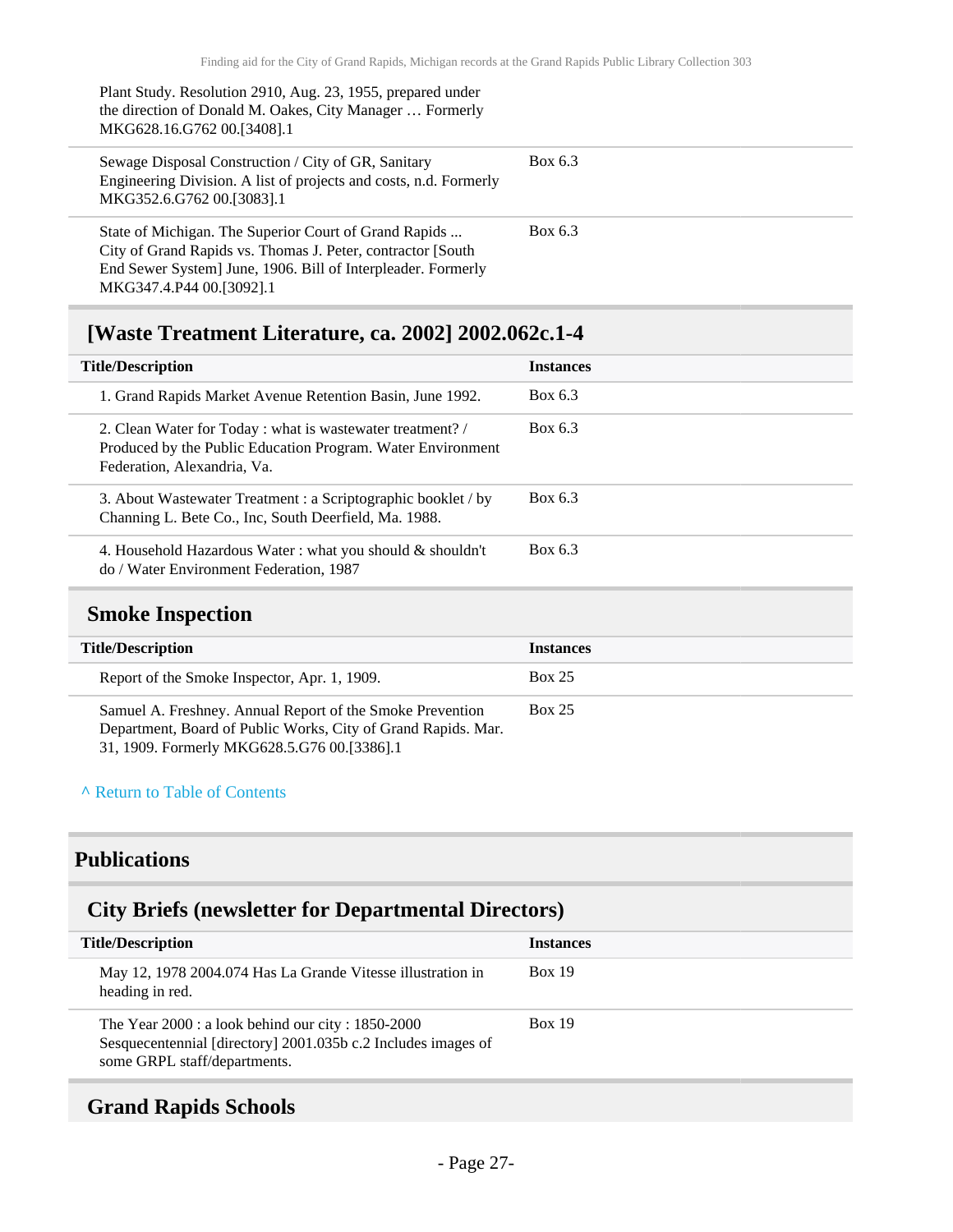| | |
|---|---|
| Plant Study. Resolution 2910, Aug. 23, 1955, prepared under the direction of Donald M. Oakes, City Manager … Formerly MKG628.16.G762 00.[3408].1 | |
| Sewage Disposal Construction / City of GR, Sanitary Engineering Division. A list of projects and costs, n.d. Formerly MKG352.6.G762 00.[3083].1 | Box 6.3 |
| State of Michigan. The Superior Court of Grand Rapids ... City of Grand Rapids vs. Thomas J. Peter, contractor [South End Sewer System] June, 1906. Bill of Interpleader. Formerly MKG347.4.P44 00.[3092].1 | Box 6.3 |

### [Waste Treatment Literature, ca. 2002] 2002.062c.1-4

| Title/Description | Instances |
|---|---|
| 1. Grand Rapids Market Avenue Retention Basin, June 1992. | Box 6.3 |
| 2. Clean Water for Today : what is wastewater treatment? / Produced by the Public Education Program. Water Environment Federation, Alexandria, Va. | Box 6.3 |
| 3. About Wastewater Treatment : a Scriptographic booklet / by Channing L. Bete Co., Inc, South Deerfield, Ma. 1988. | Box 6.3 |
| 4. Household Hazardous Water : what you should & shouldn't do / Water Environment Federation, 1987 | Box 6.3 |

### Smoke Inspection

| Title/Description | Instances |
|---|---|
| Report of the Smoke Inspector, Apr. 1, 1909. | Box 25 |
| Samuel A. Freshney. Annual Report of the Smoke Prevention Department, Board of Public Works, City of Grand Rapids. Mar. 31, 1909. Formerly MKG628.5.G76 00.[3386].1 | Box 25 |

^ Return to Table of Contents

## Publications

### City Briefs (newsletter for Departmental Directors)

| Title/Description | Instances |
|---|---|
| May 12, 1978 2004.074 Has La Grande Vitesse illustration in heading in red. | Box 19 |
| The Year 2000 : a look behind our city : 1850-2000 Sesquecentennial [directory] 2001.035b c.2 Includes images of some GRPL staff/departments. | Box 19 |

### Grand Rapids Schools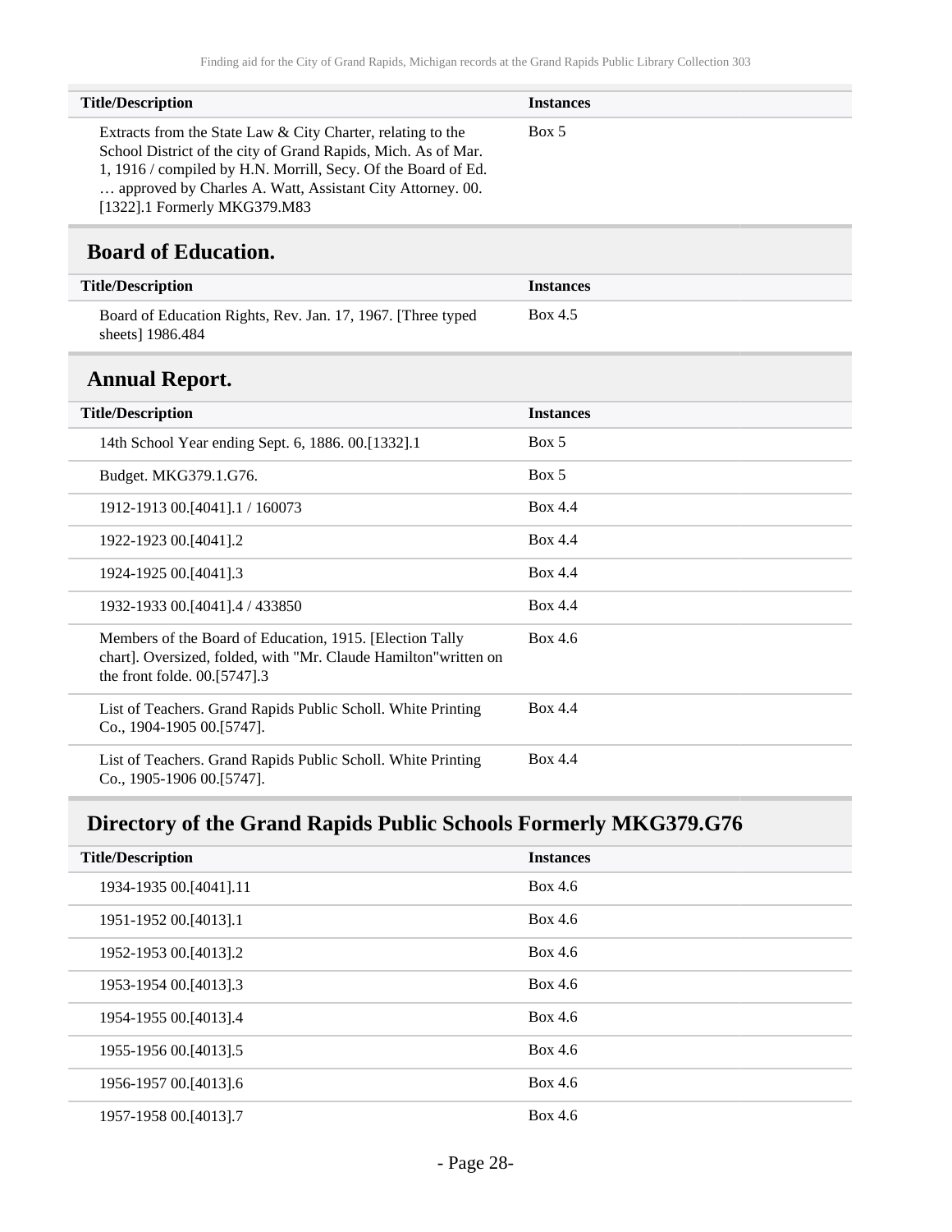| Title/Description | Instances |
| --- | --- |
| Extracts from the State Law & City Charter, relating to the School District of the city of Grand Rapids, Mich. As of Mar. 1, 1916 / compiled by H.N. Morrill, Secy. Of the Board of Ed. … approved by Charles A. Watt, Assistant City Attorney. 00.[1322].1 Formerly MKG379.M83 | Box 5 |

## Board of Education.

| Title/Description | Instances |
| --- | --- |
| Board of Education Rights, Rev. Jan. 17, 1967. [Three typed sheets] 1986.484 | Box 4.5 |

## Annual Report.

| Title/Description | Instances |
| --- | --- |
| 14th School Year ending Sept. 6, 1886. 00.[1332].1 | Box 5 |
| Budget. MKG379.1.G76. | Box 5 |
| 1912-1913 00.[4041].1 / 160073 | Box 4.4 |
| 1922-1923 00.[4041].2 | Box 4.4 |
| 1924-1925 00.[4041].3 | Box 4.4 |
| 1932-1933 00.[4041].4 / 433850 | Box 4.4 |
| Members of the Board of Education, 1915. [Election Tally chart]. Oversized, folded, with "Mr. Claude Hamilton"written on the front folde. 00.[5747].3 | Box 4.6 |
| List of Teachers. Grand Rapids Public Scholl. White Printing Co., 1904-1905 00.[5747]. | Box 4.4 |
| List of Teachers. Grand Rapids Public Scholl. White Printing Co., 1905-1906 00.[5747]. | Box 4.4 |

## Directory of the Grand Rapids Public Schools Formerly MKG379.G76

| Title/Description | Instances |
| --- | --- |
| 1934-1935 00.[4041].11 | Box 4.6 |
| 1951-1952 00.[4013].1 | Box 4.6 |
| 1952-1953 00.[4013].2 | Box 4.6 |
| 1953-1954 00.[4013].3 | Box 4.6 |
| 1954-1955 00.[4013].4 | Box 4.6 |
| 1955-1956 00.[4013].5 | Box 4.6 |
| 1956-1957 00.[4013].6 | Box 4.6 |
| 1957-1958 00.[4013].7 | Box 4.6 |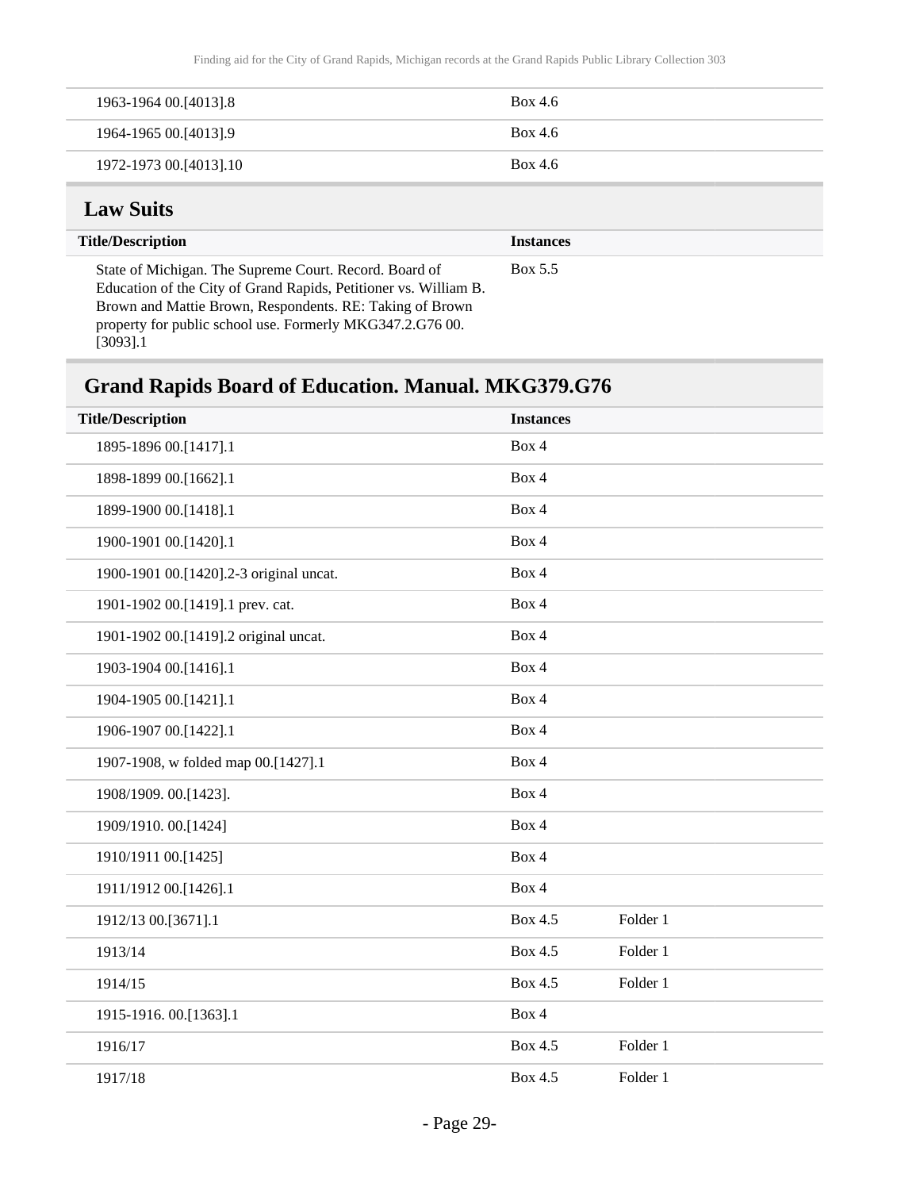| | | |
|---|---|---|
| 1963-1964 00.[4013].8 | Box 4.6 | |
| 1964-1965 00.[4013].9 | Box 4.6 | |
| 1972-1973 00.[4013].10 | Box 4.6 | |

## Law Suits

| Title/Description | Instances |
|---|---|
| State of Michigan. The Supreme Court. Record. Board of Education of the City of Grand Rapids, Petitioner vs. William B. Brown and Mattie Brown, Respondents. RE: Taking of Brown property for public school use. Formerly MKG347.2.G76 00.[3093].1 | Box 5.5 |

## Grand Rapids Board of Education. Manual. MKG379.G76

| Title/Description | Instances | |
|---|---|---|
| 1895-1896 00.[1417].1 | Box 4 | |
| 1898-1899 00.[1662].1 | Box 4 | |
| 1899-1900 00.[1418].1 | Box 4 | |
| 1900-1901 00.[1420].1 | Box 4 | |
| 1900-1901 00.[1420].2-3 original uncat. | Box 4 | |
| 1901-1902 00.[1419].1 prev. cat. | Box 4 | |
| 1901-1902 00.[1419].2 original uncat. | Box 4 | |
| 1903-1904 00.[1416].1 | Box 4 | |
| 1904-1905 00.[1421].1 | Box 4 | |
| 1906-1907 00.[1422].1 | Box 4 | |
| 1907-1908, w folded map 00.[1427].1 | Box 4 | |
| 1908/1909. 00.[1423]. | Box 4 | |
| 1909/1910. 00.[1424] | Box 4 | |
| 1910/1911 00.[1425] | Box 4 | |
| 1911/1912 00.[1426].1 | Box 4 | |
| 1912/13 00.[3671].1 | Box 4.5 | Folder 1 |
| 1913/14 | Box 4.5 | Folder 1 |
| 1914/15 | Box 4.5 | Folder 1 |
| 1915-1916. 00.[1363].1 | Box 4 | |
| 1916/17 | Box 4.5 | Folder 1 |
| 1917/18 | Box 4.5 | Folder 1 |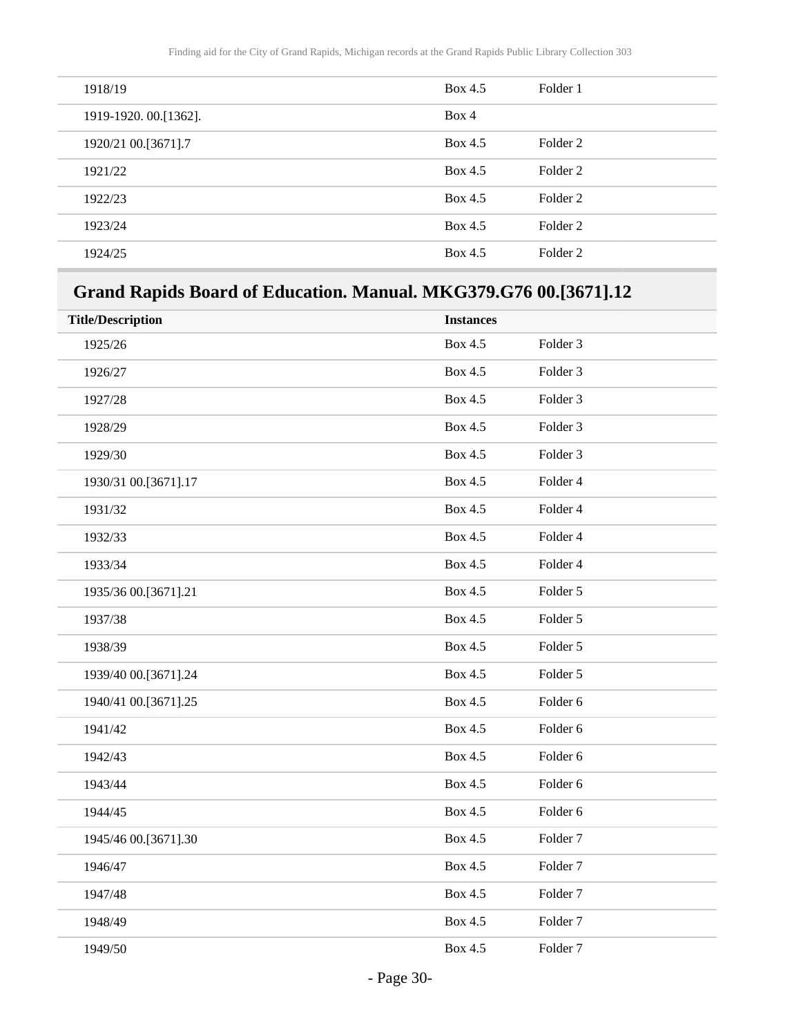| | | |
|---|---|---|
| 1918/19 | Box 4.5 | Folder 1 |
| 1919-1920. 00.[1362]. | Box 4 | |
| 1920/21 00.[3671].7 | Box 4.5 | Folder 2 |
| 1921/22 | Box 4.5 | Folder 2 |
| 1922/23 | Box 4.5 | Folder 2 |
| 1923/24 | Box 4.5 | Folder 2 |
| 1924/25 | Box 4.5 | Folder 2 |

## Grand Rapids Board of Education. Manual. MKG379.G76 00.[3671].12

| Title/Description | Instances | |
|---|---|---|
| 1925/26 | Box 4.5 | Folder 3 |
| 1926/27 | Box 4.5 | Folder 3 |
| 1927/28 | Box 4.5 | Folder 3 |
| 1928/29 | Box 4.5 | Folder 3 |
| 1929/30 | Box 4.5 | Folder 3 |
| 1930/31 00.[3671].17 | Box 4.5 | Folder 4 |
| 1931/32 | Box 4.5 | Folder 4 |
| 1932/33 | Box 4.5 | Folder 4 |
| 1933/34 | Box 4.5 | Folder 4 |
| 1935/36 00.[3671].21 | Box 4.5 | Folder 5 |
| 1937/38 | Box 4.5 | Folder 5 |
| 1938/39 | Box 4.5 | Folder 5 |
| 1939/40 00.[3671].24 | Box 4.5 | Folder 5 |
| 1940/41 00.[3671].25 | Box 4.5 | Folder 6 |
| 1941/42 | Box 4.5 | Folder 6 |
| 1942/43 | Box 4.5 | Folder 6 |
| 1943/44 | Box 4.5 | Folder 6 |
| 1944/45 | Box 4.5 | Folder 6 |
| 1945/46 00.[3671].30 | Box 4.5 | Folder 7 |
| 1946/47 | Box 4.5 | Folder 7 |
| 1947/48 | Box 4.5 | Folder 7 |
| 1948/49 | Box 4.5 | Folder 7 |
| 1949/50 | Box 4.5 | Folder 7 |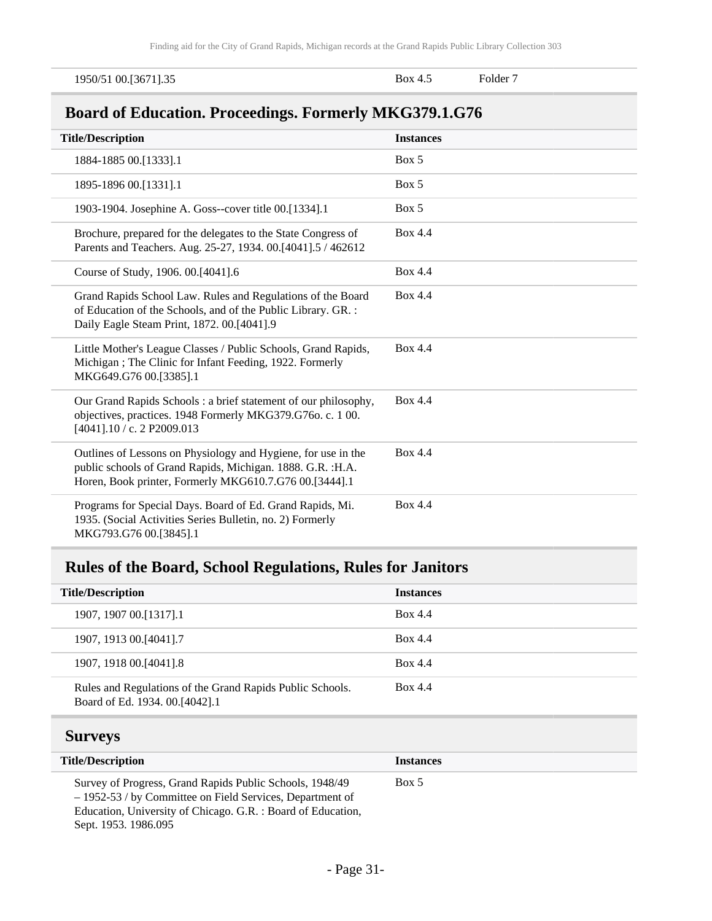| | | |
|---|---|---|
| 1950/51 00.[3671].35 | Box 4.5 | Folder 7 |

## Board of Education. Proceedings. Formerly MKG379.1.G76

| Title/Description | Instances |
|---|---|
| 1884-1885 00.[1333].1 | Box 5 |
| 1895-1896 00.[1331].1 | Box 5 |
| 1903-1904. Josephine A. Goss--cover title 00.[1334].1 | Box 5 |
| Brochure, prepared for the delegates to the State Congress of Parents and Teachers. Aug. 25-27, 1934. 00.[4041].5 / 462612 | Box 4.4 |
| Course of Study, 1906. 00.[4041].6 | Box 4.4 |
| Grand Rapids School Law. Rules and Regulations of the Board of Education of the Schools, and of the Public Library. GR. : Daily Eagle Steam Print, 1872. 00.[4041].9 | Box 4.4 |
| Little Mother's League Classes / Public Schools, Grand Rapids, Michigan ; The Clinic for Infant Feeding, 1922. Formerly MKG649.G76 00.[3385].1 | Box 4.4 |
| Our Grand Rapids Schools : a brief statement of our philosophy, objectives, practices. 1948 Formerly MKG379.G76o. c. 1 00.[4041].10 / c. 2 P2009.013 | Box 4.4 |
| Outlines of Lessons on Physiology and Hygiene, for use in the public schools of Grand Rapids, Michigan. 1888. G.R. :H.A. Horen, Book printer, Formerly MKG610.7.G76 00.[3444].1 | Box 4.4 |
| Programs for Special Days. Board of Ed. Grand Rapids, Mi. 1935. (Social Activities Series Bulletin, no. 2) Formerly MKG793.G76 00.[3845].1 | Box 4.4 |

## Rules of the Board, School Regulations, Rules for Janitors

| Title/Description | Instances |
|---|---|
| 1907, 1907 00.[1317].1 | Box 4.4 |
| 1907, 1913 00.[4041].7 | Box 4.4 |
| 1907, 1918 00.[4041].8 | Box 4.4 |
| Rules and Regulations of the Grand Rapids Public Schools. Board of Ed. 1934. 00.[4042].1 | Box 4.4 |

## Surveys

| Title/Description | Instances |
|---|---|
| Survey of Progress, Grand Rapids Public Schools, 1948/49 – 1952-53 / by Committee on Field Services, Department of Education, University of Chicago. G.R. : Board of Education, Sept. 1953. 1986.095 | Box 5 |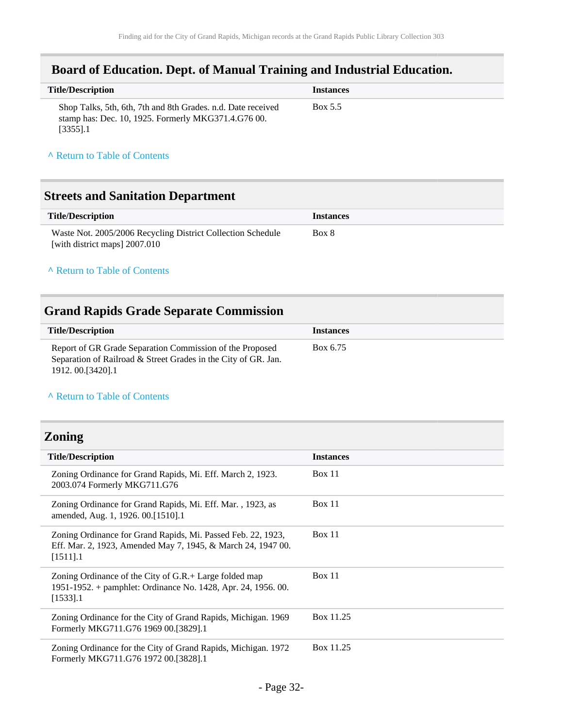## Board of Education. Dept. of Manual Training and Industrial Education.

| Title/Description | Instances |
| --- | --- |
| Shop Talks, 5th, 6th, 7th and 8th Grades. n.d. Date received stamp has: Dec. 10, 1925. Formerly MKG371.4.G76 00.[3355].1 | Box 5.5 |

^ Return to Table of Contents

## Streets and Sanitation Department

| Title/Description | Instances |
| --- | --- |
| Waste Not. 2005/2006 Recycling District Collection Schedule [with district maps] 2007.010 | Box 8 |

^ Return to Table of Contents

## Grand Rapids Grade Separate Commission

| Title/Description | Instances |
| --- | --- |
| Report of GR Grade Separation Commission of the Proposed Separation of Railroad & Street Grades in the City of GR. Jan. 1912. 00.[3420].1 | Box 6.75 |

^ Return to Table of Contents

## Zoning

| Title/Description | Instances |
| --- | --- |
| Zoning Ordinance for Grand Rapids, Mi. Eff. March 2, 1923. 2003.074 Formerly MKG711.G76 | Box 11 |
| Zoning Ordinance for Grand Rapids, Mi. Eff. Mar. , 1923, as amended, Aug. 1, 1926. 00.[1510].1 | Box 11 |
| Zoning Ordinance for Grand Rapids, Mi. Passed Feb. 22, 1923, Eff. Mar. 2, 1923, Amended May 7, 1945, & March 24, 1947 00.[1511].1 | Box 11 |
| Zoning Ordinance of the City of G.R.+ Large folded map 1951-1952. + pamphlet: Ordinance No. 1428, Apr. 24, 1956. 00.[1533].1 | Box 11 |
| Zoning Ordinance for the City of Grand Rapids, Michigan. 1969 Formerly MKG711.G76 1969 00.[3829].1 | Box 11.25 |
| Zoning Ordinance for the City of Grand Rapids, Michigan. 1972 Formerly MKG711.G76 1972 00.[3828].1 | Box 11.25 |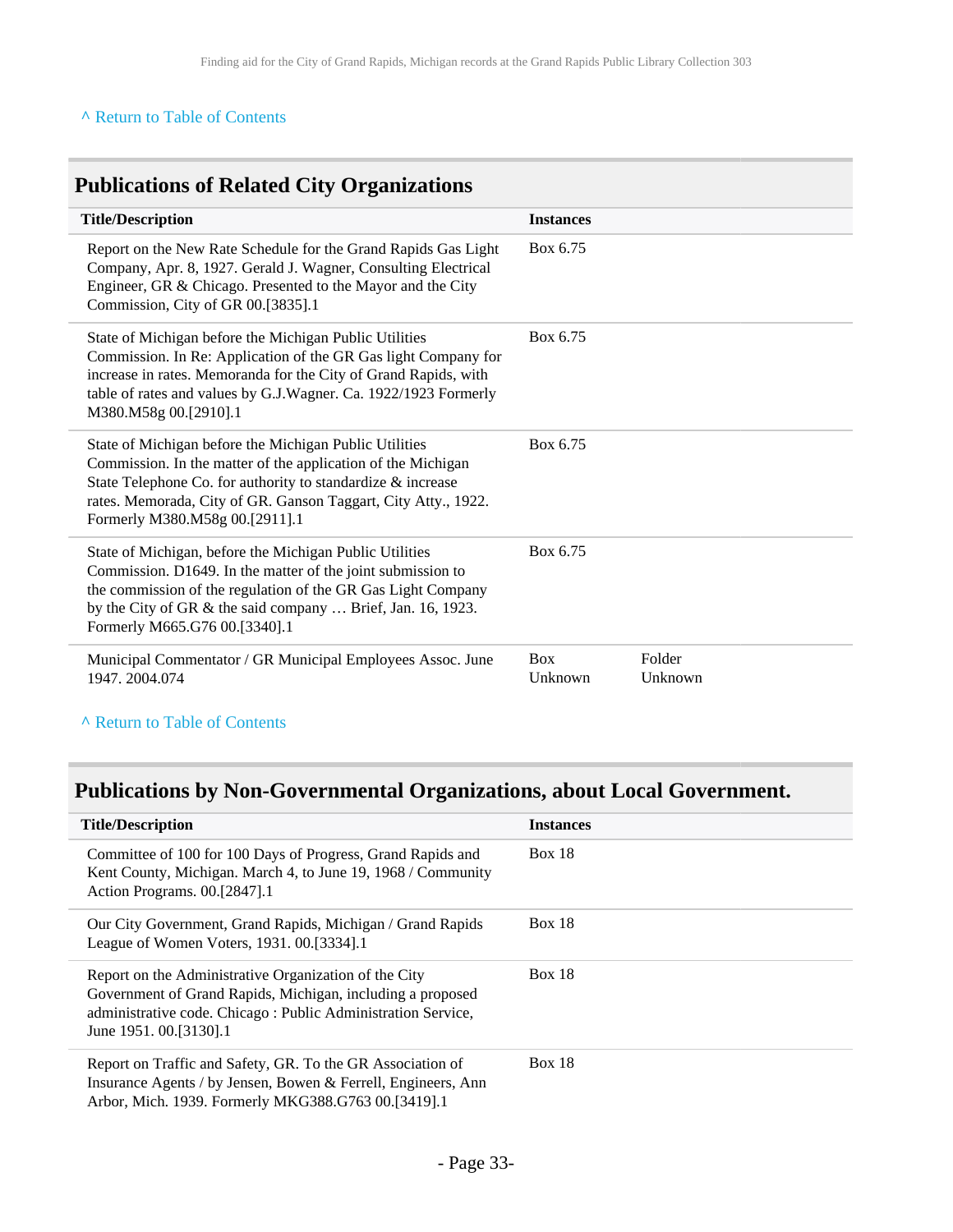^ Return to Table of Contents

## Publications of Related City Organizations

| Title/Description | Instances | |
|---|---|---|
| Report on the New Rate Schedule for the Grand Rapids Gas Light Company, Apr. 8, 1927. Gerald J. Wagner, Consulting Electrical Engineer, GR & Chicago. Presented to the Mayor and the City Commission, City of GR 00.[3835].1 | Box 6.75 | |
| State of Michigan before the Michigan Public Utilities Commission. In Re: Application of the GR Gas light Company for increase in rates. Memoranda for the City of Grand Rapids, with table of rates and values by G.J.Wagner. Ca. 1922/1923 Formerly M380.M58g 00.[2910].1 | Box 6.75 | |
| State of Michigan before the Michigan Public Utilities Commission. In the matter of the application of the Michigan State Telephone Co. for authority to standardize & increase rates. Memorada, City of GR. Ganson Taggart, City Atty., 1922. Formerly M380.M58g 00.[2911].1 | Box 6.75 | |
| State of Michigan, before the Michigan Public Utilities Commission. D1649. In the matter of the joint submission to the commission of the regulation of the GR Gas Light Company by the City of GR & the said company … Brief, Jan. 16, 1923. Formerly M665.G76 00.[3340].1 | Box 6.75 | |
| Municipal Commentator / GR Municipal Employees Assoc. June 1947. 2004.074 | Box Unknown | Folder Unknown |

^ Return to Table of Contents

## Publications by Non-Governmental Organizations, about Local Government.

| Title/Description | Instances |
|---|---|
| Committee of 100 for 100 Days of Progress, Grand Rapids and Kent County, Michigan. March 4, to June 19, 1968 / Community Action Programs. 00.[2847].1 | Box 18 |
| Our City Government, Grand Rapids, Michigan / Grand Rapids League of Women Voters, 1931. 00.[3334].1 | Box 18 |
| Report on the Administrative Organization of the City Government of Grand Rapids, Michigan, including a proposed administrative code. Chicago : Public Administration Service, June 1951. 00.[3130].1 | Box 18 |
| Report on Traffic and Safety, GR. To the GR Association of Insurance Agents / by Jensen, Bowen & Ferrell, Engineers, Ann Arbor, Mich. 1939. Formerly MKG388.G763 00.[3419].1 | Box 18 |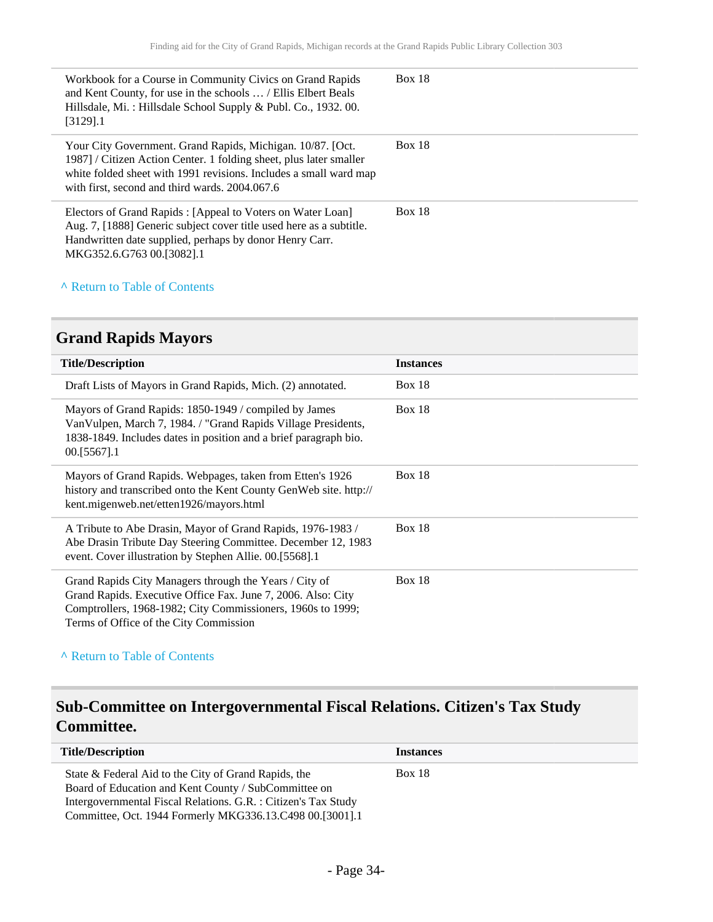| | |
|---|---|
| Workbook for a Course in Community Civics on Grand Rapids and Kent County, for use in the schools … / Ellis Elbert Beals Hillsdale, Mi. : Hillsdale School Supply & Publ. Co., 1932. 00.[3129].1 | Box 18 |
| Your City Government. Grand Rapids, Michigan. 10/87. [Oct. 1987] / Citizen Action Center. 1 folding sheet, plus later smaller white folded sheet with 1991 revisions. Includes a small ward map with first, second and third wards. 2004.067.6 | Box 18 |
| Electors of Grand Rapids : [Appeal to Voters on Water Loan] Aug. 7, [1888] Generic subject cover title used here as a subtitle. Handwritten date supplied, perhaps by donor Henry Carr. MKG352.6.G763 00.[3082].1 | Box 18 |

^ Return to Table of Contents

## Grand Rapids Mayors

| Title/Description | Instances |
|---|---|
| Draft Lists of Mayors in Grand Rapids, Mich. (2) annotated. | Box 18 |
| Mayors of Grand Rapids: 1850-1949 / compiled by James VanVulpen, March 7, 1984. / "Grand Rapids Village Presidents, 1838-1849. Includes dates in position and a brief paragraph bio. 00.[5567].1 | Box 18 |
| Mayors of Grand Rapids. Webpages, taken from Etten's 1926 history and transcribed onto the Kent County GenWeb site. http://kent.migenweb.net/etten1926/mayors.html | Box 18 |
| A Tribute to Abe Drasin, Mayor of Grand Rapids, 1976-1983 / Abe Drasin Tribute Day Steering Committee. December 12, 1983 event. Cover illustration by Stephen Allie. 00.[5568].1 | Box 18 |
| Grand Rapids City Managers through the Years / City of Grand Rapids. Executive Office Fax. June 7, 2006. Also: City Comptrollers, 1968-1982; City Commissioners, 1960s to 1999; Terms of Office of the City Commission | Box 18 |

^ Return to Table of Contents

## Sub-Committee on Intergovernmental Fiscal Relations. Citizen's Tax Study Committee.

| Title/Description | Instances |
|---|---|
| State & Federal Aid to the City of Grand Rapids, the Board of Education and Kent County / SubCommittee on Intergovernmental Fiscal Relations. G.R. : Citizen's Tax Study Committee, Oct. 1944 Formerly MKG336.13.C498 00.[3001].1 | Box 18 |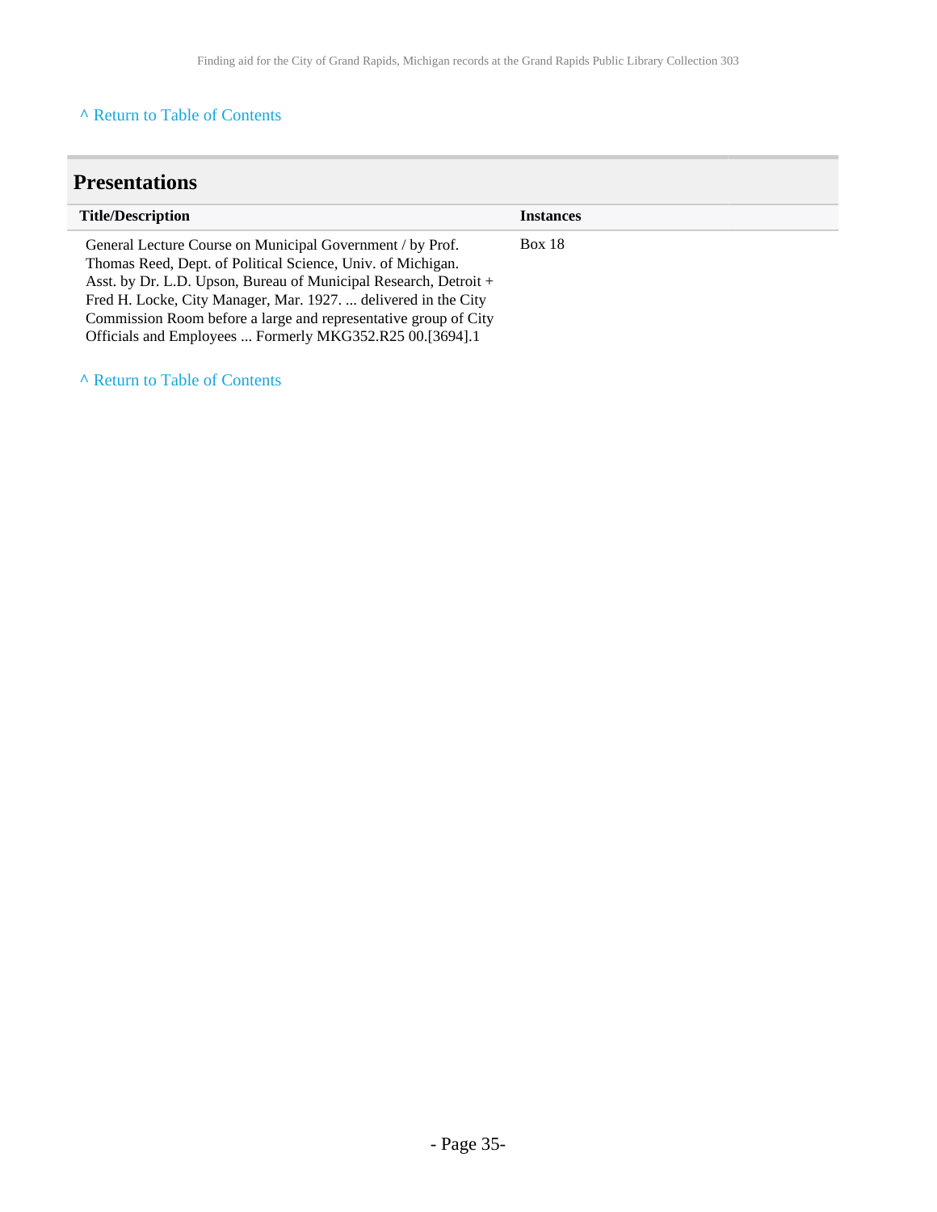^ Return to Table of Contents

## Presentations

| Title/Description | Instances |
| --- | --- |
| General Lecture Course on Municipal Government / by Prof. Thomas Reed, Dept. of Political Science, Univ. of Michigan. Asst. by Dr. L.D. Upson, Bureau of Municipal Research, Detroit + Fred H. Locke, City Manager, Mar. 1927. ... delivered in the City Commission Room before a large and representative group of City Officials and Employees ... Formerly MKG352.R25 00.[3694].1 | Box 18 |

^ Return to Table of Contents